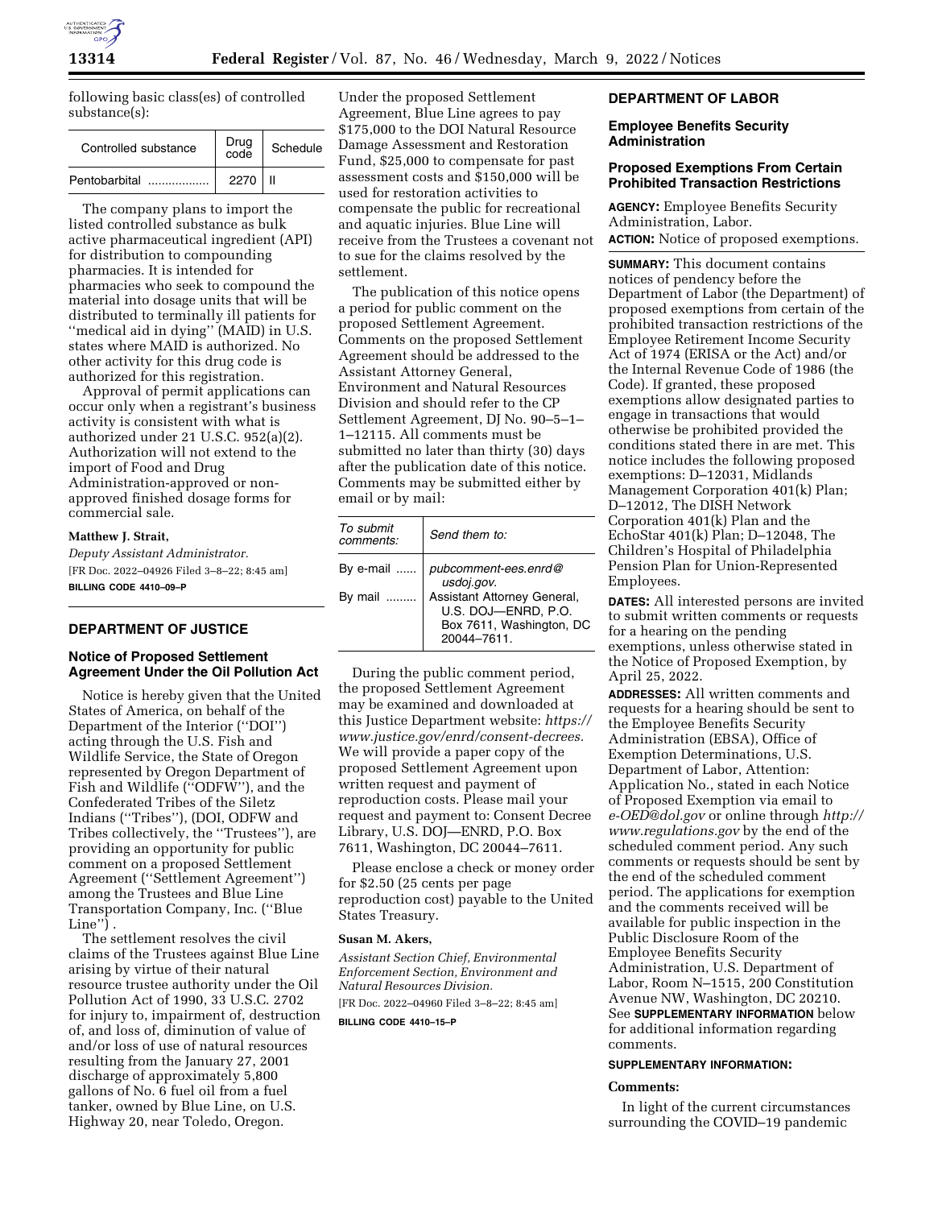following basic class(es) of controlled substance(s):

| Controlled substance | Drug code | Schedule |
| --- | --- | --- |
| Pentobarbital .................. | 2270 | II |

The company plans to import the listed controlled substance as bulk active pharmaceutical ingredient (API) for distribution to compounding pharmacies. It is intended for pharmacies who seek to compound the material into dosage units that will be distributed to terminally ill patients for ''medical aid in dying'' (MAID) in U.S. states where MAID is authorized. No other activity for this drug code is authorized for this registration.

Approval of permit applications can occur only when a registrant's business activity is consistent with what is authorized under 21 U.S.C. 952(a)(2). Authorization will not extend to the import of Food and Drug Administration-approved or non-approved finished dosage forms for commercial sale.

**Matthew J. Strait,**

*Deputy Assistant Administrator.*

[FR Doc. 2022–04926 Filed 3–8–22; 8:45 am]

**BILLING CODE 4410–09–P**

## DEPARTMENT OF JUSTICE

### Notice of Proposed Settlement Agreement Under the Oil Pollution Act

Notice is hereby given that the United States of America, on behalf of the Department of the Interior (''DOI'') acting through the U.S. Fish and Wildlife Service, the State of Oregon represented by Oregon Department of Fish and Wildlife (''ODFW''), and the Confederated Tribes of the Siletz Indians (''Tribes''), (DOI, ODFW and Tribes collectively, the ''Trustees''), are providing an opportunity for public comment on a proposed Settlement Agreement (''Settlement Agreement'') among the Trustees and Blue Line Transportation Company, Inc. (''Blue Line'') .

The settlement resolves the civil claims of the Trustees against Blue Line arising by virtue of their natural resource trustee authority under the Oil Pollution Act of 1990, 33 U.S.C. 2702 for injury to, impairment of, destruction of, and loss of, diminution of value of and/or loss of use of natural resources resulting from the January 27, 2001 discharge of approximately 5,800 gallons of No. 6 fuel oil from a fuel tanker, owned by Blue Line, on U.S. Highway 20, near Toledo, Oregon.

Under the proposed Settlement Agreement, Blue Line agrees to pay $175,000 to the DOI Natural Resource Damage Assessment and Restoration Fund, $25,000 to compensate for past assessment costs and $150,000 will be used for restoration activities to compensate the public for recreational and aquatic injuries. Blue Line will receive from the Trustees a covenant not to sue for the claims resolved by the settlement.

The publication of this notice opens a period for public comment on the proposed Settlement Agreement. Comments on the proposed Settlement Agreement should be addressed to the Assistant Attorney General, Environment and Natural Resources Division and should refer to the CP Settlement Agreement, DJ No. 90–5–1–1–12115. All comments must be submitted no later than thirty (30) days after the publication date of this notice. Comments may be submitted either by email or by mail:

| *To submit comments:* | *Send them to:* |
| --- | --- |
| By e-mail ...... | *pubcomment-ees.enrd@usdoj.gov.* |
| By mail ......... | Assistant Attorney General, U.S. DOJ—ENRD, P.O. Box 7611, Washington, DC 20044–7611. |

During the public comment period, the proposed Settlement Agreement may be examined and downloaded at this Justice Department website: *https://www.justice.gov/enrd/consent-decrees.* We will provide a paper copy of the proposed Settlement Agreement upon written request and payment of reproduction costs. Please mail your request and payment to: Consent Decree Library, U.S. DOJ—ENRD, P.O. Box 7611, Washington, DC 20044–7611.

Please enclose a check or money order for $2.50 (25 cents per page reproduction cost) payable to the United States Treasury.

**Susan M. Akers,**

*Assistant Section Chief, Environmental Enforcement Section, Environment and Natural Resources Division.*

[FR Doc. 2022–04960 Filed 3–8–22; 8:45 am]

**BILLING CODE 4410–15–P**

## DEPARTMENT OF LABOR

### Employee Benefits Security Administration

### Proposed Exemptions From Certain Prohibited Transaction Restrictions

**AGENCY:** Employee Benefits Security Administration, Labor.

**ACTION:** Notice of proposed exemptions.

**SUMMARY:** This document contains notices of pendency before the Department of Labor (the Department) of proposed exemptions from certain of the prohibited transaction restrictions of the Employee Retirement Income Security Act of 1974 (ERISA or the Act) and/or the Internal Revenue Code of 1986 (the Code). If granted, these proposed exemptions allow designated parties to engage in transactions that would otherwise be prohibited provided the conditions stated there in are met. This notice includes the following proposed exemptions: D–12031, Midlands Management Corporation 401(k) Plan; D–12012, The DISH Network Corporation 401(k) Plan and the EchoStar 401(k) Plan; D–12048, The Children's Hospital of Philadelphia Pension Plan for Union-Represented Employees.

**DATES:** All interested persons are invited to submit written comments or requests for a hearing on the pending exemptions, unless otherwise stated in the Notice of Proposed Exemption, by April 25, 2022.

**ADDRESSES:** All written comments and requests for a hearing should be sent to the Employee Benefits Security Administration (EBSA), Office of Exemption Determinations, U.S. Department of Labor, Attention: Application No., stated in each Notice of Proposed Exemption via email to *e-OED@dol.gov* or online through *http://www.regulations.gov* by the end of the scheduled comment period. Any such comments or requests should be sent by the end of the scheduled comment period. The applications for exemption and the comments received will be available for public inspection in the Public Disclosure Room of the Employee Benefits Security Administration, U.S. Department of Labor, Room N–1515, 200 Constitution Avenue NW, Washington, DC 20210. See **SUPPLEMENTARY INFORMATION** below for additional information regarding comments.

**SUPPLEMENTARY INFORMATION:**

**Comments:**

In light of the current circumstances surrounding the COVID–19 pandemic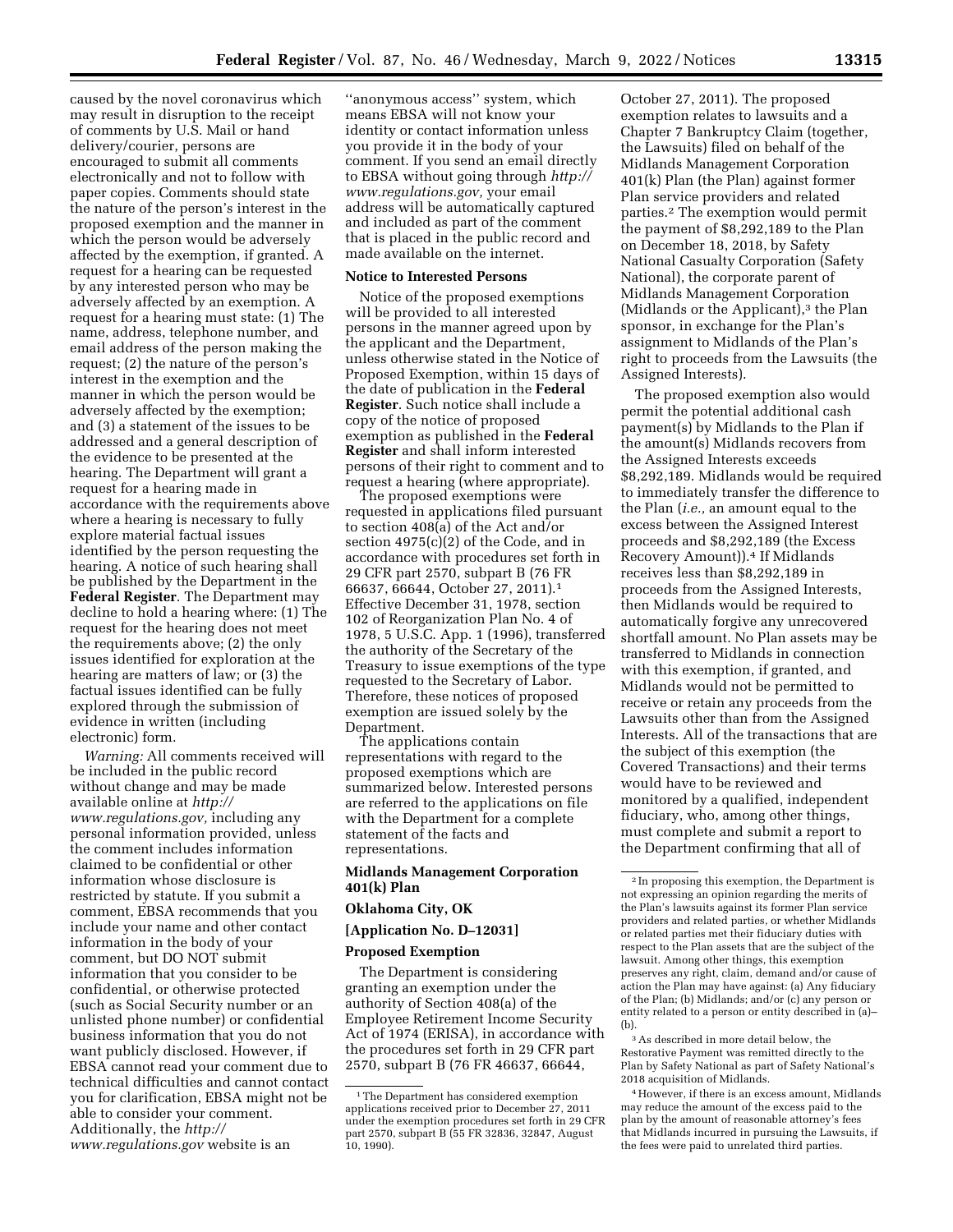caused by the novel coronavirus which may result in disruption to the receipt of comments by U.S. Mail or hand delivery/courier, persons are encouraged to submit all comments electronically and not to follow with paper copies. Comments should state the nature of the person's interest in the proposed exemption and the manner in which the person would be adversely affected by the exemption, if granted. A request for a hearing can be requested by any interested person who may be adversely affected by an exemption. A request for a hearing must state: (1) The name, address, telephone number, and email address of the person making the request; (2) the nature of the person's interest in the exemption and the manner in which the person would be adversely affected by the exemption; and (3) a statement of the issues to be addressed and a general description of the evidence to be presented at the hearing. The Department will grant a request for a hearing made in accordance with the requirements above where a hearing is necessary to fully explore material factual issues identified by the person requesting the hearing. A notice of such hearing shall be published by the Department in the **Federal Register**. The Department may decline to hold a hearing where: (1) The request for the hearing does not meet the requirements above; (2) the only issues identified for exploration at the hearing are matters of law; or (3) the factual issues identified can be fully explored through the submission of evidence in written (including electronic) form.

*Warning:* All comments received will be included in the public record without change and may be made available online at *http://www.regulations.gov,* including any personal information provided, unless the comment includes information claimed to be confidential or other information whose disclosure is restricted by statute. If you submit a comment, EBSA recommends that you include your name and other contact information in the body of your comment, but DO NOT submit information that you consider to be confidential, or otherwise protected (such as Social Security number or an unlisted phone number) or confidential business information that you do not want publicly disclosed. However, if EBSA cannot read your comment due to technical difficulties and cannot contact you for clarification, EBSA might not be able to consider your comment. Additionally, the *http://www.regulations.gov* website is an ''anonymous access'' system, which means EBSA will not know your identity or contact information unless you provide it in the body of your comment. If you send an email directly to EBSA without going through *http://www.regulations.gov,* your email address will be automatically captured and included as part of the comment that is placed in the public record and made available on the internet.

**Notice to Interested Persons**

Notice of the proposed exemptions will be provided to all interested persons in the manner agreed upon by the applicant and the Department, unless otherwise stated in the Notice of Proposed Exemption, within 15 days of the date of publication in the **Federal Register**. Such notice shall include a copy of the notice of proposed exemption as published in the **Federal Register** and shall inform interested persons of their right to comment and to request a hearing (where appropriate).

The proposed exemptions were requested in applications filed pursuant to section 408(a) of the Act and/or section 4975(c)(2) of the Code, and in accordance with procedures set forth in 29 CFR part 2570, subpart B (76 FR 66637, 66644, October 27, 2011).[1] Effective December 31, 1978, section 102 of Reorganization Plan No. 4 of 1978, 5 U.S.C. App. 1 (1996), transferred the authority of the Secretary of the Treasury to issue exemptions of the type requested to the Secretary of Labor. Therefore, these notices of proposed exemption are issued solely by the Department.

The applications contain representations with regard to the proposed exemptions which are summarized below. Interested persons are referred to the applications on file with the Department for a complete statement of the facts and representations.

**Midlands Management Corporation 401(k) Plan**

**Oklahoma City, OK**

**[Application No. D–12031]**

**Proposed Exemption**

The Department is considering granting an exemption under the authority of Section 408(a) of the Employee Retirement Income Security Act of 1974 (ERISA), in accordance with the procedures set forth in 29 CFR part 2570, subpart B (76 FR 46637, 66644, October 27, 2011). The proposed exemption relates to lawsuits and a Chapter 7 Bankruptcy Claim (together, the Lawsuits) filed on behalf of the Midlands Management Corporation 401(k) Plan (the Plan) against former Plan service providers and related parties.[2] The exemption would permit the payment of $8,292,189 to the Plan on December 18, 2018, by Safety National Casualty Corporation (Safety National), the corporate parent of Midlands Management Corporation (Midlands or the Applicant),[3] the Plan sponsor, in exchange for the Plan's assignment to Midlands of the Plan's right to proceeds from the Lawsuits (the Assigned Interests).

The proposed exemption also would permit the potential additional cash payment(s) by Midlands to the Plan if the amount(s) Midlands recovers from the Assigned Interests exceeds $8,292,189. Midlands would be required to immediately transfer the difference to the Plan (*i.e.,* an amount equal to the excess between the Assigned Interest proceeds and $8,292,189 (the Excess Recovery Amount)).[4] If Midlands receives less than $8,292,189 in proceeds from the Assigned Interests, then Midlands would be required to automatically forgive any unrecovered shortfall amount. No Plan assets may be transferred to Midlands in connection with this exemption, if granted, and Midlands would not be permitted to receive or retain any proceeds from the Lawsuits other than from the Assigned Interests. All of the transactions that are the subject of this exemption (the Covered Transactions) and their terms would have to be reviewed and monitored by a qualified, independent fiduciary, who, among other things, must complete and submit a report to the Department confirming that all of

---

[1] The Department has considered exemption applications received prior to December 27, 2011 under the exemption procedures set forth in 29 CFR part 2570, subpart B (55 FR 32836, 32847, August 10, 1990).

[2] In proposing this exemption, the Department is not expressing an opinion regarding the merits of the Plan's lawsuits against its former Plan service providers and related parties, or whether Midlands or related parties met their fiduciary duties with respect to the Plan assets that are the subject of the lawsuit. Among other things, this exemption preserves any right, claim, demand and/or cause of action the Plan may have against: (a) Any fiduciary of the Plan; (b) Midlands; and/or (c) any person or entity related to a person or entity described in (a)–(b).

[3] As described in more detail below, the Restorative Payment was remitted directly to the Plan by Safety National as part of Safety National's 2018 acquisition of Midlands.

[4] However, if there is an excess amount, Midlands may reduce the amount of the excess paid to the plan by the amount of reasonable attorney's fees that Midlands incurred in pursuing the Lawsuits, if the fees were paid to unrelated third parties.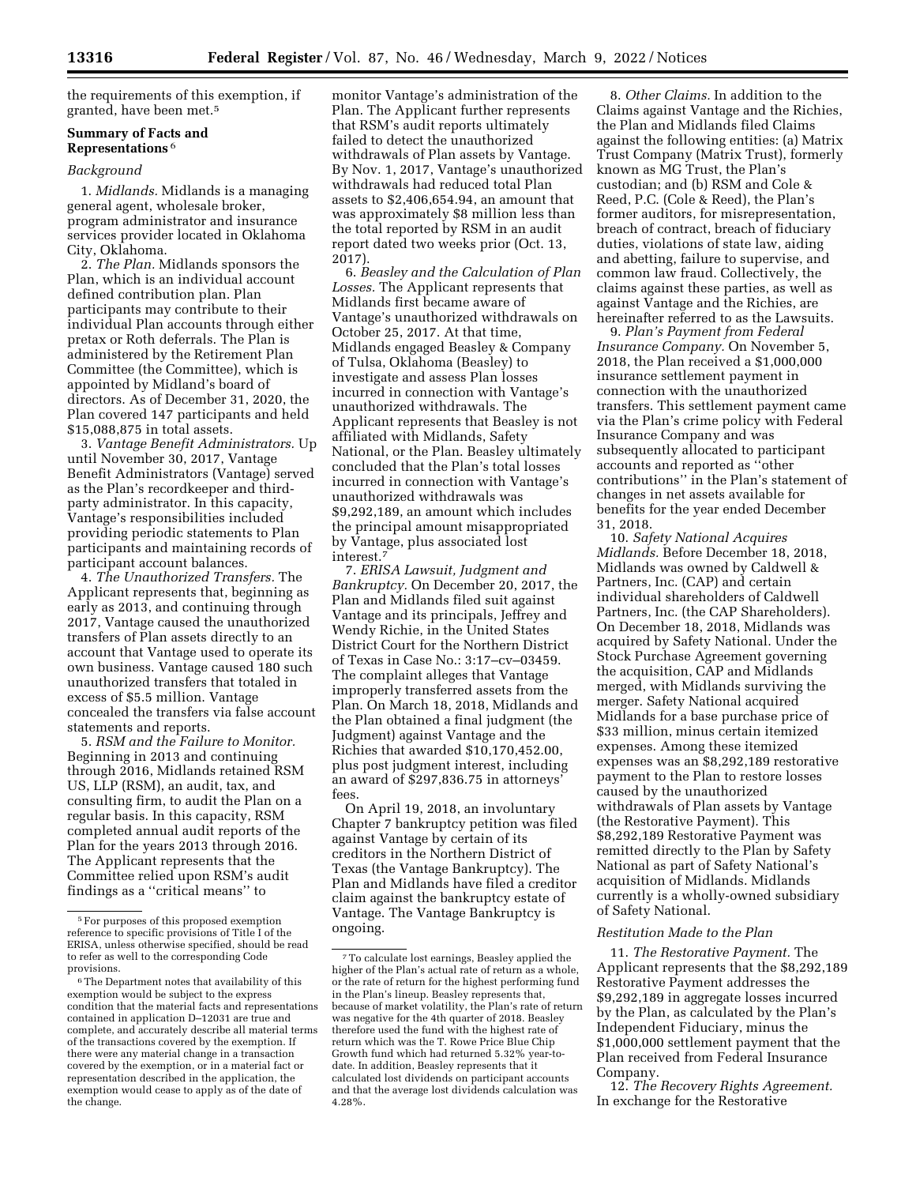the requirements of this exemption, if granted, have been met.[5]

**Summary of Facts and Representations** [6]

*Background*

1. *Midlands.* Midlands is a managing general agent, wholesale broker, program administrator and insurance services provider located in Oklahoma City, Oklahoma.

2. *The Plan.* Midlands sponsors the Plan, which is an individual account defined contribution plan. Plan participants may contribute to their individual Plan accounts through either pretax or Roth deferrals. The Plan is administered by the Retirement Plan Committee (the Committee), which is appointed by Midland's board of directors. As of December 31, 2020, the Plan covered 147 participants and held $15,088,875 in total assets.

3. *Vantage Benefit Administrators.* Up until November 30, 2017, Vantage Benefit Administrators (Vantage) served as the Plan's recordkeeper and third-party administrator. In this capacity, Vantage's responsibilities included providing periodic statements to Plan participants and maintaining records of participant account balances.

4. *The Unauthorized Transfers.* The Applicant represents that, beginning as early as 2013, and continuing through 2017, Vantage caused the unauthorized transfers of Plan assets directly to an account that Vantage used to operate its own business. Vantage caused 180 such unauthorized transfers that totaled in excess of $5.5 million. Vantage concealed the transfers via false account statements and reports.

5. *RSM and the Failure to Monitor.* Beginning in 2013 and continuing through 2016, Midlands retained RSM US, LLP (RSM), an audit, tax, and consulting firm, to audit the Plan on a regular basis. In this capacity, RSM completed annual audit reports of the Plan for the years 2013 through 2016. The Applicant represents that the Committee relied upon RSM's audit findings as a ''critical means'' to monitor Vantage's administration of the Plan. The Applicant further represents that RSM's audit reports ultimately failed to detect the unauthorized withdrawals of Plan assets by Vantage. By Nov. 1, 2017, Vantage's unauthorized withdrawals had reduced total Plan assets to $2,406,654.94, an amount that was approximately $8 million less than the total reported by RSM in an audit report dated two weeks prior (Oct. 13, 2017).

6. *Beasley and the Calculation of Plan Losses.* The Applicant represents that Midlands first became aware of Vantage's unauthorized withdrawals on October 25, 2017. At that time, Midlands engaged Beasley & Company of Tulsa, Oklahoma (Beasley) to investigate and assess Plan losses incurred in connection with Vantage's unauthorized withdrawals. The Applicant represents that Beasley is not affiliated with Midlands, Safety National, or the Plan. Beasley ultimately concluded that the Plan's total losses incurred in connection with Vantage's unauthorized withdrawals was $9,292,189, an amount which includes the principal amount misappropriated by Vantage, plus associated lost interest.[7]

7. *ERISA Lawsuit, Judgment and Bankruptcy.* On December 20, 2017, the Plan and Midlands filed suit against Vantage and its principals, Jeffrey and Wendy Richie, in the United States District Court for the Northern District of Texas in Case No.: 3:17–cv–03459. The complaint alleges that Vantage improperly transferred assets from the Plan. On March 18, 2018, Midlands and the Plan obtained a final judgment (the Judgment) against Vantage and the Richies that awarded $10,170,452.00, plus post judgment interest, including an award of $297,836.75 in attorneys' fees.

On April 19, 2018, an involuntary Chapter 7 bankruptcy petition was filed against Vantage by certain of its creditors in the Northern District of Texas (the Vantage Bankruptcy). The Plan and Midlands have filed a creditor claim against the bankruptcy estate of Vantage. The Vantage Bankruptcy is ongoing.

8. *Other Claims.* In addition to the Claims against Vantage and the Richies, the Plan and Midlands filed Claims against the following entities: (a) Matrix Trust Company (Matrix Trust), formerly known as MG Trust, the Plan's custodian; and (b) RSM and Cole & Reed, P.C. (Cole & Reed), the Plan's former auditors, for misrepresentation, breach of contract, breach of fiduciary duties, violations of state law, aiding and abetting, failure to supervise, and common law fraud. Collectively, the claims against these parties, as well as against Vantage and the Richies, are hereinafter referred to as the Lawsuits.

9. *Plan's Payment from Federal Insurance Company.* On November 5, 2018, the Plan received a $1,000,000 insurance settlement payment in connection with the unauthorized transfers. This settlement payment came via the Plan's crime policy with Federal Insurance Company and was subsequently allocated to participant accounts and reported as ''other contributions'' in the Plan's statement of changes in net assets available for benefits for the year ended December 31, 2018.

10. *Safety National Acquires Midlands.* Before December 18, 2018, Midlands was owned by Caldwell & Partners, Inc. (CAP) and certain individual shareholders of Caldwell Partners, Inc. (the CAP Shareholders). On December 18, 2018, Midlands was acquired by Safety National. Under the Stock Purchase Agreement governing the acquisition, CAP and Midlands merged, with Midlands surviving the merger. Safety National acquired Midlands for a base purchase price of $33 million, minus certain itemized expenses. Among these itemized expenses was an $8,292,189 restorative payment to the Plan to restore losses caused by the unauthorized withdrawals of Plan assets by Vantage (the Restorative Payment). This $8,292,189 Restorative Payment was remitted directly to the Plan by Safety National as part of Safety National's acquisition of Midlands. Midlands currently is a wholly-owned subsidiary of Safety National.

*Restitution Made to the Plan*

11. *The Restorative Payment.* The Applicant represents that the $8,292,189 Restorative Payment addresses the $9,292,189 in aggregate losses incurred by the Plan, as calculated by the Plan's Independent Fiduciary, minus the $1,000,000 settlement payment that the Plan received from Federal Insurance Company.

12. *The Recovery Rights Agreement.* In exchange for the Restorative

---

[5] For purposes of this proposed exemption reference to specific provisions of Title I of the ERISA, unless otherwise specified, should be read to refer as well to the corresponding Code provisions.

[6] The Department notes that availability of this exemption would be subject to the express condition that the material facts and representations contained in application D–12031 are true and complete, and accurately describe all material terms of the transactions covered by the exemption. If there were any material change in a transaction covered by the exemption, or in a material fact or representation described in the application, the exemption would cease to apply as of the date of the change.

[7] To calculate lost earnings, Beasley applied the higher of the Plan's actual rate of return as a whole, or the rate of return for the highest performing fund in the Plan's lineup. Beasley represents that, because of market volatility, the Plan's rate of return was negative for the 4th quarter of 2018. Beasley therefore used the fund with the highest rate of return which was the T. Rowe Price Blue Chip Growth fund which had returned 5.32% year-to-date. In addition, Beasley represents that it calculated lost dividends on participant accounts and that the average lost dividends calculation was 4.28%.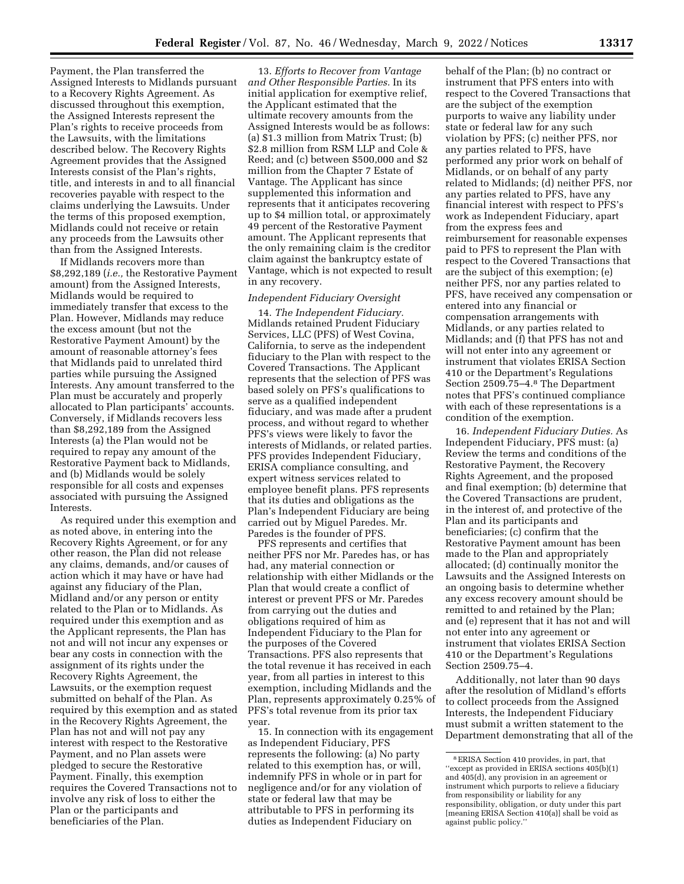Payment, the Plan transferred the Assigned Interests to Midlands pursuant to a Recovery Rights Agreement. As discussed throughout this exemption, the Assigned Interests represent the Plan's rights to receive proceeds from the Lawsuits, with the limitations described below. The Recovery Rights Agreement provides that the Assigned Interests consist of the Plan's rights, title, and interests in and to all financial recoveries payable with respect to the claims underlying the Lawsuits. Under the terms of this proposed exemption, Midlands could not receive or retain any proceeds from the Lawsuits other than from the Assigned Interests.

If Midlands recovers more than $8,292,189 (*i.e.,* the Restorative Payment amount) from the Assigned Interests, Midlands would be required to immediately transfer that excess to the Plan. However, Midlands may reduce the excess amount (but not the Restorative Payment Amount) by the amount of reasonable attorney's fees that Midlands paid to unrelated third parties while pursuing the Assigned Interests. Any amount transferred to the Plan must be accurately and properly allocated to Plan participants' accounts. Conversely, if Midlands recovers less than $8,292,189 from the Assigned Interests (a) the Plan would not be required to repay any amount of the Restorative Payment back to Midlands, and (b) Midlands would be solely responsible for all costs and expenses associated with pursuing the Assigned Interests.

As required under this exemption and as noted above, in entering into the Recovery Rights Agreement, or for any other reason, the Plan did not release any claims, demands, and/or causes of action which it may have or have had against any fiduciary of the Plan, Midland and/or any person or entity related to the Plan or to Midlands. As required under this exemption and as the Applicant represents, the Plan has not and will not incur any expenses or bear any costs in connection with the assignment of its rights under the Recovery Rights Agreement, the Lawsuits, or the exemption request submitted on behalf of the Plan. As required by this exemption and as stated in the Recovery Rights Agreement, the Plan has not and will not pay any interest with respect to the Restorative Payment, and no Plan assets were pledged to secure the Restorative Payment. Finally, this exemption requires the Covered Transactions not to involve any risk of loss to either the Plan or the participants and beneficiaries of the Plan.

13. *Efforts to Recover from Vantage and Other Responsible Parties.* In its initial application for exemptive relief, the Applicant estimated that the ultimate recovery amounts from the Assigned Interests would be as follows: (a) $1.3 million from Matrix Trust; (b) $2.8 million from RSM LLP and Cole & Reed; and (c) between $500,000 and $2 million from the Chapter 7 Estate of Vantage. The Applicant has since supplemented this information and represents that it anticipates recovering up to $4 million total, or approximately 49 percent of the Restorative Payment amount. The Applicant represents that the only remaining claim is the creditor claim against the bankruptcy estate of Vantage, which is not expected to result in any recovery.

### *Independent Fiduciary Oversight*

14. *The Independent Fiduciary.* Midlands retained Prudent Fiduciary Services, LLC (PFS) of West Covina, California, to serve as the independent fiduciary to the Plan with respect to the Covered Transactions. The Applicant represents that the selection of PFS was based solely on PFS's qualifications to serve as a qualified independent fiduciary, and was made after a prudent process, and without regard to whether PFS's views were likely to favor the interests of Midlands, or related parties. PFS provides Independent Fiduciary, ERISA compliance consulting, and expert witness services related to employee benefit plans. PFS represents that its duties and obligations as the Plan's Independent Fiduciary are being carried out by Miguel Paredes. Mr. Paredes is the founder of PFS.

PFS represents and certifies that neither PFS nor Mr. Paredes has, or has had, any material connection or relationship with either Midlands or the Plan that would create a conflict of interest or prevent PFS or Mr. Paredes from carrying out the duties and obligations required of him as Independent Fiduciary to the Plan for the purposes of the Covered Transactions. PFS also represents that the total revenue it has received in each year, from all parties in interest to this exemption, including Midlands and the Plan, represents approximately 0.25% of PFS's total revenue from its prior tax year.

15. In connection with its engagement as Independent Fiduciary, PFS represents the following: (a) No party related to this exemption has, or will, indemnify PFS in whole or in part for negligence and/or for any violation of state or federal law that may be attributable to PFS in performing its duties as Independent Fiduciary on behalf of the Plan; (b) no contract or instrument that PFS enters into with respect to the Covered Transactions that are the subject of the exemption purports to waive any liability under state or federal law for any such violation by PFS; (c) neither PFS, nor any parties related to PFS, have performed any prior work on behalf of Midlands, or on behalf of any party related to Midlands; (d) neither PFS, nor any parties related to PFS, have any financial interest with respect to PFS's work as Independent Fiduciary, apart from the express fees and reimbursement for reasonable expenses paid to PFS to represent the Plan with respect to the Covered Transactions that are the subject of this exemption; (e) neither PFS, nor any parties related to PFS, have received any compensation or entered into any financial or compensation arrangements with Midlands, or any parties related to Midlands; and (f) that PFS has not and will not enter into any agreement or instrument that violates ERISA Section 410 or the Department's Regulations Section 2509.75–4.[8] The Department notes that PFS's continued compliance with each of these representations is a condition of the exemption.

16. *Independent Fiduciary Duties.* As Independent Fiduciary, PFS must: (a) Review the terms and conditions of the Restorative Payment, the Recovery Rights Agreement, and the proposed and final exemption; (b) determine that the Covered Transactions are prudent, in the interest of, and protective of the Plan and its participants and beneficiaries; (c) confirm that the Restorative Payment amount has been made to the Plan and appropriately allocated; (d) continually monitor the Lawsuits and the Assigned Interests on an ongoing basis to determine whether any excess recovery amount should be remitted to and retained by the Plan; and (e) represent that it has not and will not enter into any agreement or instrument that violates ERISA Section 410 or the Department's Regulations Section 2509.75–4.

Additionally, not later than 90 days after the resolution of Midland's efforts to collect proceeds from the Assigned Interests, the Independent Fiduciary must submit a written statement to the Department demonstrating that all of the

---

[8] ERISA Section 410 provides, in part, that ''except as provided in ERISA sections 405(b)(1) and 405(d), any provision in an agreement or instrument which purports to relieve a fiduciary from responsibility or liability for any responsibility, obligation, or duty under this part [meaning ERISA Section 410(a)] shall be void as against public policy.''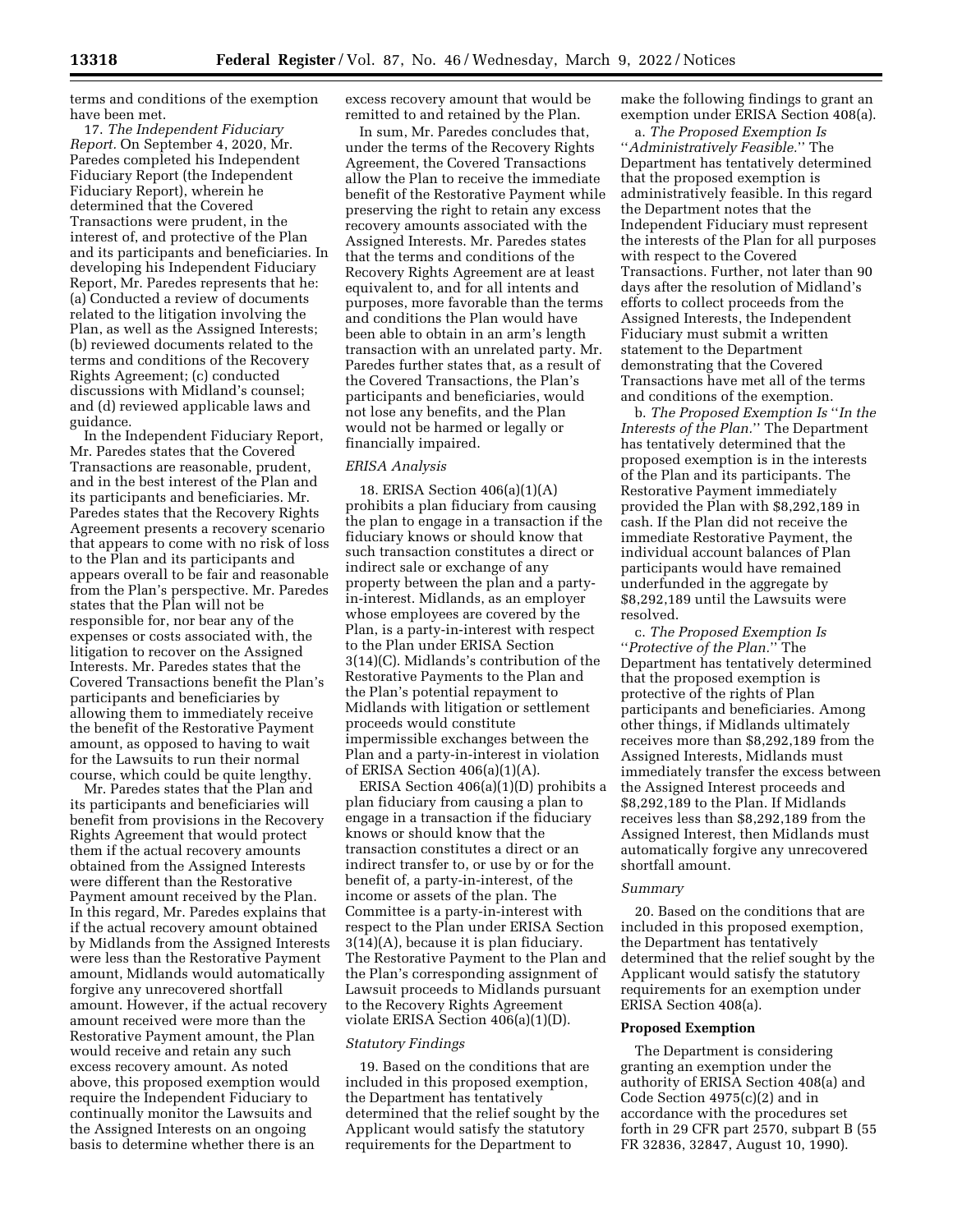terms and conditions of the exemption have been met.

17. *The Independent Fiduciary Report.* On September 4, 2020, Mr. Paredes completed his Independent Fiduciary Report (the Independent Fiduciary Report), wherein he determined that the Covered Transactions were prudent, in the interest of, and protective of the Plan and its participants and beneficiaries. In developing his Independent Fiduciary Report, Mr. Paredes represents that he: (a) Conducted a review of documents related to the litigation involving the Plan, as well as the Assigned Interests; (b) reviewed documents related to the terms and conditions of the Recovery Rights Agreement; (c) conducted discussions with Midland's counsel; and (d) reviewed applicable laws and guidance.

In the Independent Fiduciary Report, Mr. Paredes states that the Covered Transactions are reasonable, prudent, and in the best interest of the Plan and its participants and beneficiaries. Mr. Paredes states that the Recovery Rights Agreement presents a recovery scenario that appears to come with no risk of loss to the Plan and its participants and appears overall to be fair and reasonable from the Plan's perspective. Mr. Paredes states that the Plan will not be responsible for, nor bear any of the expenses or costs associated with, the litigation to recover on the Assigned Interests. Mr. Paredes states that the Covered Transactions benefit the Plan's participants and beneficiaries by allowing them to immediately receive the benefit of the Restorative Payment amount, as opposed to having to wait for the Lawsuits to run their normal course, which could be quite lengthy.

Mr. Paredes states that the Plan and its participants and beneficiaries will benefit from provisions in the Recovery Rights Agreement that would protect them if the actual recovery amounts obtained from the Assigned Interests were different than the Restorative Payment amount received by the Plan. In this regard, Mr. Paredes explains that if the actual recovery amount obtained by Midlands from the Assigned Interests were less than the Restorative Payment amount, Midlands would automatically forgive any unrecovered shortfall amount. However, if the actual recovery amount received were more than the Restorative Payment amount, the Plan would receive and retain any such excess recovery amount. As noted above, this proposed exemption would require the Independent Fiduciary to continually monitor the Lawsuits and the Assigned Interests on an ongoing basis to determine whether there is an excess recovery amount that would be remitted to and retained by the Plan.

In sum, Mr. Paredes concludes that, under the terms of the Recovery Rights Agreement, the Covered Transactions allow the Plan to receive the immediate benefit of the Restorative Payment while preserving the right to retain any excess recovery amounts associated with the Assigned Interests. Mr. Paredes states that the terms and conditions of the Recovery Rights Agreement are at least equivalent to, and for all intents and purposes, more favorable than the terms and conditions the Plan would have been able to obtain in an arm's length transaction with an unrelated party. Mr. Paredes further states that, as a result of the Covered Transactions, the Plan's participants and beneficiaries, would not lose any benefits, and the Plan would not be harmed or legally or financially impaired.

### *ERISA Analysis*

18. ERISA Section 406(a)(1)(A) prohibits a plan fiduciary from causing the plan to engage in a transaction if the fiduciary knows or should know that such transaction constitutes a direct or indirect sale or exchange of any property between the plan and a party-in-interest. Midlands, as an employer whose employees are covered by the Plan, is a party-in-interest with respect to the Plan under ERISA Section 3(14)(C). Midlands's contribution of the Restorative Payments to the Plan and the Plan's potential repayment to Midlands with litigation or settlement proceeds would constitute impermissible exchanges between the Plan and a party-in-interest in violation of ERISA Section 406(a)(1)(A).

ERISA Section 406(a)(1)(D) prohibits a plan fiduciary from causing a plan to engage in a transaction if the fiduciary knows or should know that the transaction constitutes a direct or an indirect transfer to, or use by or for the benefit of, a party-in-interest, of the income or assets of the plan. The Committee is a party-in-interest with respect to the Plan under ERISA Section 3(14)(A), because it is plan fiduciary. The Restorative Payment to the Plan and the Plan's corresponding assignment of Lawsuit proceeds to Midlands pursuant to the Recovery Rights Agreement violate ERISA Section 406(a)(1)(D).

### *Statutory Findings*

19. Based on the conditions that are included in this proposed exemption, the Department has tentatively determined that the relief sought by the Applicant would satisfy the statutory requirements for the Department to make the following findings to grant an exemption under ERISA Section 408(a).

a. *The Proposed Exemption Is ''Administratively Feasible.''* The Department has tentatively determined that the proposed exemption is administratively feasible. In this regard the Department notes that the Independent Fiduciary must represent the interests of the Plan for all purposes with respect to the Covered Transactions. Further, not later than 90 days after the resolution of Midland's efforts to collect proceeds from the Assigned Interests, the Independent Fiduciary must submit a written statement to the Department demonstrating that the Covered Transactions have met all of the terms and conditions of the exemption.

b. *The Proposed Exemption Is ''In the Interests of the Plan.''* The Department has tentatively determined that the proposed exemption is in the interests of the Plan and its participants. The Restorative Payment immediately provided the Plan with $8,292,189 in cash. If the Plan did not receive the immediate Restorative Payment, the individual account balances of Plan participants would have remained underfunded in the aggregate by $8,292,189 until the Lawsuits were resolved.

c. *The Proposed Exemption Is ''Protective of the Plan.''* The Department has tentatively determined that the proposed exemption is protective of the rights of Plan participants and beneficiaries. Among other things, if Midlands ultimately receives more than $8,292,189 from the Assigned Interests, Midlands must immediately transfer the excess between the Assigned Interest proceeds and $8,292,189 to the Plan. If Midlands receives less than $8,292,189 from the Assigned Interest, then Midlands must automatically forgive any unrecovered shortfall amount.

### *Summary*

20. Based on the conditions that are included in this proposed exemption, the Department has tentatively determined that the relief sought by the Applicant would satisfy the statutory requirements for an exemption under ERISA Section 408(a).

## **Proposed Exemption**

The Department is considering granting an exemption under the authority of ERISA Section 408(a) and Code Section 4975(c)(2) and in accordance with the procedures set forth in 29 CFR part 2570, subpart B (55 FR 32836, 32847, August 10, 1990).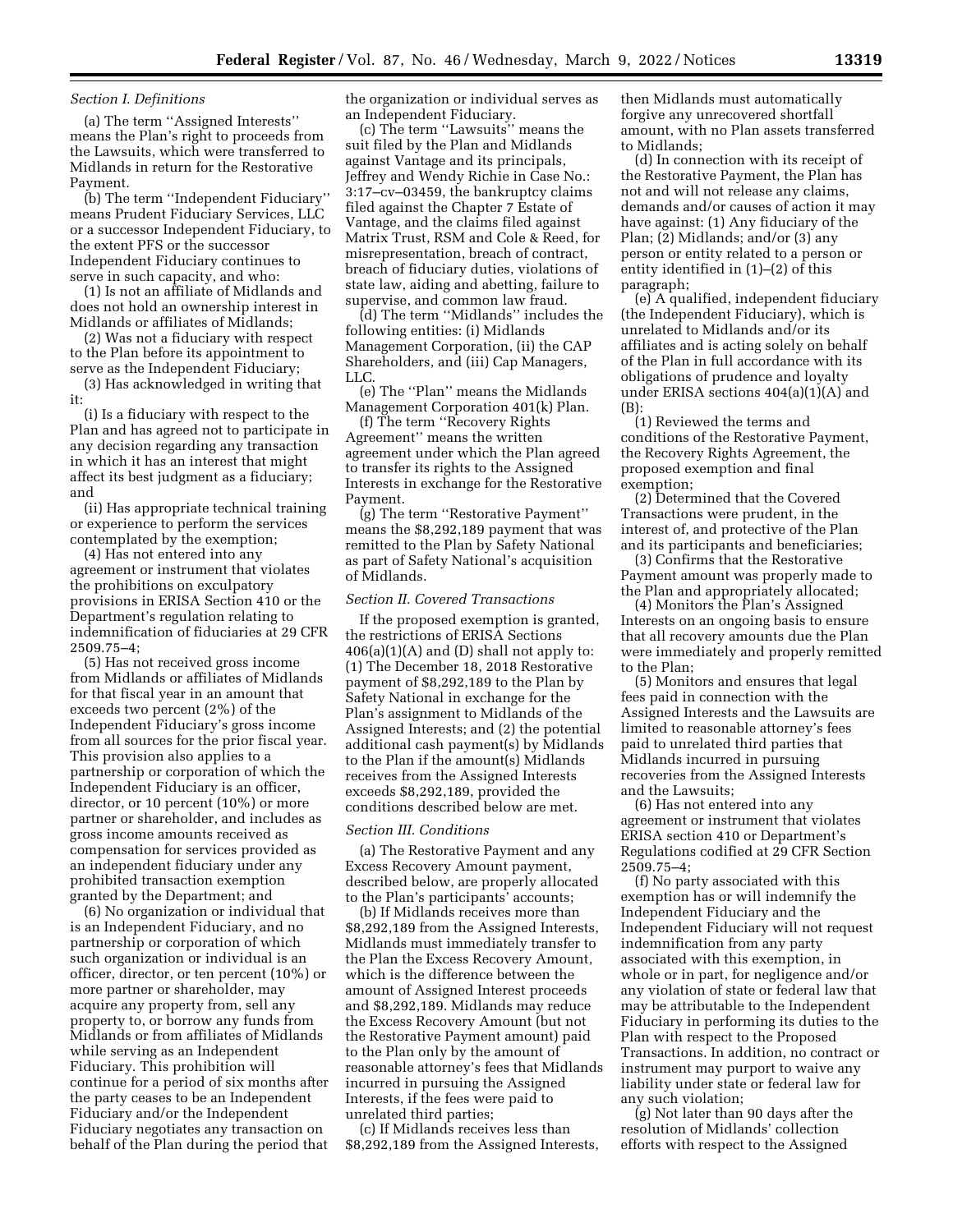*Section I. Definitions*

(a) The term ''Assigned Interests'' means the Plan's right to proceeds from the Lawsuits, which were transferred to Midlands in return for the Restorative Payment.

(b) The term ''Independent Fiduciary'' means Prudent Fiduciary Services, LLC or a successor Independent Fiduciary, to the extent PFS or the successor Independent Fiduciary continues to serve in such capacity, and who:

(1) Is not an affiliate of Midlands and does not hold an ownership interest in Midlands or affiliates of Midlands;

(2) Was not a fiduciary with respect to the Plan before its appointment to serve as the Independent Fiduciary;

(3) Has acknowledged in writing that it:

(i) Is a fiduciary with respect to the Plan and has agreed not to participate in any decision regarding any transaction in which it has an interest that might affect its best judgment as a fiduciary; and

(ii) Has appropriate technical training or experience to perform the services contemplated by the exemption;

(4) Has not entered into any agreement or instrument that violates the prohibitions on exculpatory provisions in ERISA Section 410 or the Department's regulation relating to indemnification of fiduciaries at 29 CFR 2509.75–4;

(5) Has not received gross income from Midlands or affiliates of Midlands for that fiscal year in an amount that exceeds two percent (2%) of the Independent Fiduciary's gross income from all sources for the prior fiscal year. This provision also applies to a partnership or corporation of which the Independent Fiduciary is an officer, director, or 10 percent (10%) or more partner or shareholder, and includes as gross income amounts received as compensation for services provided as an independent fiduciary under any prohibited transaction exemption granted by the Department; and

(6) No organization or individual that is an Independent Fiduciary, and no partnership or corporation of which such organization or individual is an officer, director, or ten percent (10%) or more partner or shareholder, may acquire any property from, sell any property to, or borrow any funds from Midlands or from affiliates of Midlands while serving as an Independent Fiduciary. This prohibition will continue for a period of six months after the party ceases to be an Independent Fiduciary and/or the Independent Fiduciary negotiates any transaction on behalf of the Plan during the period that the organization or individual serves as an Independent Fiduciary.

(c) The term ''Lawsuits'' means the suit filed by the Plan and Midlands against Vantage and its principals, Jeffrey and Wendy Richie in Case No.: 3:17–cv–03459, the bankruptcy claims filed against the Chapter 7 Estate of Vantage, and the claims filed against Matrix Trust, RSM and Cole & Reed, for misrepresentation, breach of contract, breach of fiduciary duties, violations of state law, aiding and abetting, failure to supervise, and common law fraud.

(d) The term ''Midlands'' includes the following entities: (i) Midlands Management Corporation, (ii) the CAP Shareholders, and (iii) Cap Managers, LLC.

(e) The ''Plan'' means the Midlands Management Corporation 401(k) Plan.

(f) The term ''Recovery Rights Agreement'' means the written agreement under which the Plan agreed to transfer its rights to the Assigned Interests in exchange for the Restorative Payment.

(g) The term ''Restorative Payment'' means the $8,292,189 payment that was remitted to the Plan by Safety National as part of Safety National's acquisition of Midlands.

*Section II. Covered Transactions*

If the proposed exemption is granted, the restrictions of ERISA Sections 406(a)(1)(A) and (D) shall not apply to: (1) The December 18, 2018 Restorative payment of $8,292,189 to the Plan by Safety National in exchange for the Plan's assignment to Midlands of the Assigned Interests; and (2) the potential additional cash payment(s) by Midlands to the Plan if the amount(s) Midlands receives from the Assigned Interests exceeds $8,292,189, provided the conditions described below are met.

*Section III. Conditions*

(a) The Restorative Payment and any Excess Recovery Amount payment, described below, are properly allocated to the Plan's participants' accounts;

(b) If Midlands receives more than $8,292,189 from the Assigned Interests, Midlands must immediately transfer to the Plan the Excess Recovery Amount, which is the difference between the amount of Assigned Interest proceeds and $8,292,189. Midlands may reduce the Excess Recovery Amount (but not the Restorative Payment amount) paid to the Plan only by the amount of reasonable attorney's fees that Midlands incurred in pursuing the Assigned Interests, if the fees were paid to unrelated third parties;

(c) If Midlands receives less than $8,292,189 from the Assigned Interests, then Midlands must automatically forgive any unrecovered shortfall amount, with no Plan assets transferred to Midlands;

(d) In connection with its receipt of the Restorative Payment, the Plan has not and will not release any claims, demands and/or causes of action it may have against: (1) Any fiduciary of the Plan; (2) Midlands; and/or (3) any person or entity related to a person or entity identified in (1)–(2) of this paragraph;

(e) A qualified, independent fiduciary (the Independent Fiduciary), which is unrelated to Midlands and/or its affiliates and is acting solely on behalf of the Plan in full accordance with its obligations of prudence and loyalty under ERISA sections 404(a)(1)(A) and (B):

(1) Reviewed the terms and conditions of the Restorative Payment, the Recovery Rights Agreement, the proposed exemption and final exemption;

(2) Determined that the Covered Transactions were prudent, in the interest of, and protective of the Plan and its participants and beneficiaries;

(3) Confirms that the Restorative Payment amount was properly made to the Plan and appropriately allocated;

(4) Monitors the Plan's Assigned Interests on an ongoing basis to ensure that all recovery amounts due the Plan were immediately and properly remitted to the Plan;

(5) Monitors and ensures that legal fees paid in connection with the Assigned Interests and the Lawsuits are limited to reasonable attorney's fees paid to unrelated third parties that Midlands incurred in pursuing recoveries from the Assigned Interests and the Lawsuits;

(6) Has not entered into any agreement or instrument that violates ERISA section 410 or Department's Regulations codified at 29 CFR Section 2509.75–4;

(f) No party associated with this exemption has or will indemnify the Independent Fiduciary and the Independent Fiduciary will not request indemnification from any party associated with this exemption, in whole or in part, for negligence and/or any violation of state or federal law that may be attributable to the Independent Fiduciary in performing its duties to the Plan with respect to the Proposed Transactions. In addition, no contract or instrument may purport to waive any liability under state or federal law for any such violation;

(g) Not later than 90 days after the resolution of Midlands' collection efforts with respect to the Assigned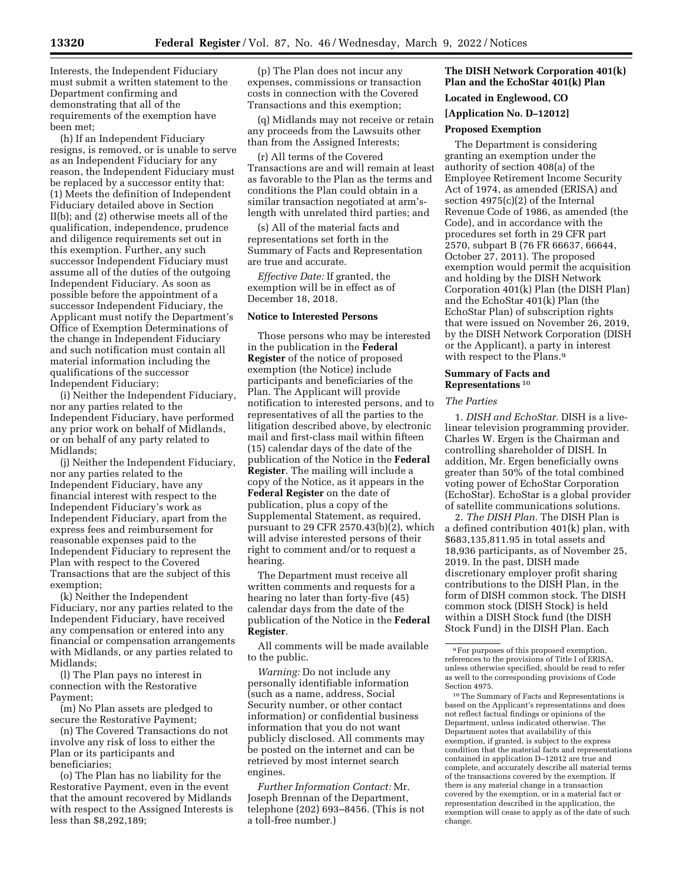Interests, the Independent Fiduciary must submit a written statement to the Department confirming and demonstrating that all of the requirements of the exemption have been met;

(h) If an Independent Fiduciary resigns, is removed, or is unable to serve as an Independent Fiduciary for any reason, the Independent Fiduciary must be replaced by a successor entity that: (1) Meets the definition of Independent Fiduciary detailed above in Section II(b); and (2) otherwise meets all of the qualification, independence, prudence and diligence requirements set out in this exemption. Further, any such successor Independent Fiduciary must assume all of the duties of the outgoing Independent Fiduciary. As soon as possible before the appointment of a successor Independent Fiduciary, the Applicant must notify the Department's Office of Exemption Determinations of the change in Independent Fiduciary and such notification must contain all material information including the qualifications of the successor Independent Fiduciary;

(i) Neither the Independent Fiduciary, nor any parties related to the Independent Fiduciary, have performed any prior work on behalf of Midlands, or on behalf of any party related to Midlands;

(j) Neither the Independent Fiduciary, nor any parties related to the Independent Fiduciary, have any financial interest with respect to the Independent Fiduciary's work as Independent Fiduciary, apart from the express fees and reimbursement for reasonable expenses paid to the Independent Fiduciary to represent the Plan with respect to the Covered Transactions that are the subject of this exemption;

(k) Neither the Independent Fiduciary, nor any parties related to the Independent Fiduciary, have received any compensation or entered into any financial or compensation arrangements with Midlands, or any parties related to Midlands;

(l) The Plan pays no interest in connection with the Restorative Payment;

(m) No Plan assets are pledged to secure the Restorative Payment;

(n) The Covered Transactions do not involve any risk of loss to either the Plan or its participants and beneficiaries;

(o) The Plan has no liability for the Restorative Payment, even in the event that the amount recovered by Midlands with respect to the Assigned Interests is less than $8,292,189;

(p) The Plan does not incur any expenses, commissions or transaction costs in connection with the Covered Transactions and this exemption;

(q) Midlands may not receive or retain any proceeds from the Lawsuits other than from the Assigned Interests;

(r) All terms of the Covered Transactions are and will remain at least as favorable to the Plan as the terms and conditions the Plan could obtain in a similar transaction negotiated at arm's-length with unrelated third parties; and

(s) All of the material facts and representations set forth in the Summary of Facts and Representation are true and accurate.

*Effective Date:* If granted, the exemption will be in effect as of December 18, 2018.

**Notice to Interested Persons**

Those persons who may be interested in the publication in the **Federal Register** of the notice of proposed exemption (the Notice) include participants and beneficiaries of the Plan. The Applicant will provide notification to interested persons, and to representatives of all the parties to the litigation described above, by electronic mail and first-class mail within fifteen (15) calendar days of the date of the publication of the Notice in the **Federal Register**. The mailing will include a copy of the Notice, as it appears in the **Federal Register** on the date of publication, plus a copy of the Supplemental Statement, as required, pursuant to 29 CFR 2570.43(b)(2), which will advise interested persons of their right to comment and/or to request a hearing.

The Department must receive all written comments and requests for a hearing no later than forty-five (45) calendar days from the date of the publication of the Notice in the **Federal Register**.

All comments will be made available to the public.

*Warning:* Do not include any personally identifiable information (such as a name, address, Social Security number, or other contact information) or confidential business information that you do not want publicly disclosed. All comments may be posted on the internet and can be retrieved by most internet search engines.

*Further Information Contact:* Mr. Joseph Brennan of the Department, telephone (202) 693–8456. (This is not a toll-free number.)

**The DISH Network Corporation 401(k) Plan and the EchoStar 401(k) Plan**

**Located in Englewood, CO**

**[Application No. D–12012]**

**Proposed Exemption**

The Department is considering granting an exemption under the authority of section 408(a) of the Employee Retirement Income Security Act of 1974, as amended (ERISA) and section 4975(c)(2) of the Internal Revenue Code of 1986, as amended (the Code), and in accordance with the procedures set forth in 29 CFR part 2570, subpart B (76 FR 66637, 66644, October 27, 2011). The proposed exemption would permit the acquisition and holding by the DISH Network Corporation 401(k) Plan (the DISH Plan) and the EchoStar 401(k) Plan (the EchoStar Plan) of subscription rights that were issued on November 26, 2019, by the DISH Network Corporation (DISH or the Applicant), a party in interest with respect to the Plans.[9]

**Summary of Facts and Representations**[10]

*The Parties*

1. *DISH and EchoStar.* DISH is a live-linear television programming provider. Charles W. Ergen is the Chairman and controlling shareholder of DISH. In addition, Mr. Ergen beneficially owns greater than 50% of the total combined voting power of EchoStar Corporation (EchoStar). EchoStar is a global provider of satellite communications solutions.

2. *The DISH Plan.* The DISH Plan is a defined contribution 401(k) plan, with $683,135,811.95 in total assets and 18,936 participants, as of November 25, 2019. In the past, DISH made discretionary employer profit sharing contributions to the DISH Plan, in the form of DISH common stock. The DISH common stock (DISH Stock) is held within a DISH Stock fund (the DISH Stock Fund) in the DISH Plan. Each

[9] For purposes of this proposed exemption, references to the provisions of Title I of ERISA, unless otherwise specified, should be read to refer as well to the corresponding provisions of Code Section 4975.

[10] The Summary of Facts and Representations is based on the Applicant's representations and does not reflect factual findings or opinions of the Department, unless indicated otherwise. The Department notes that availability of this exemption, if granted, is subject to the express condition that the material facts and representations contained in application D–12012 are true and complete, and accurately describe all material terms of the transactions covered by the exemption. If there is any material change in a transaction covered by the exemption, or in a material fact or representation described in the application, the exemption will cease to apply as of the date of such change.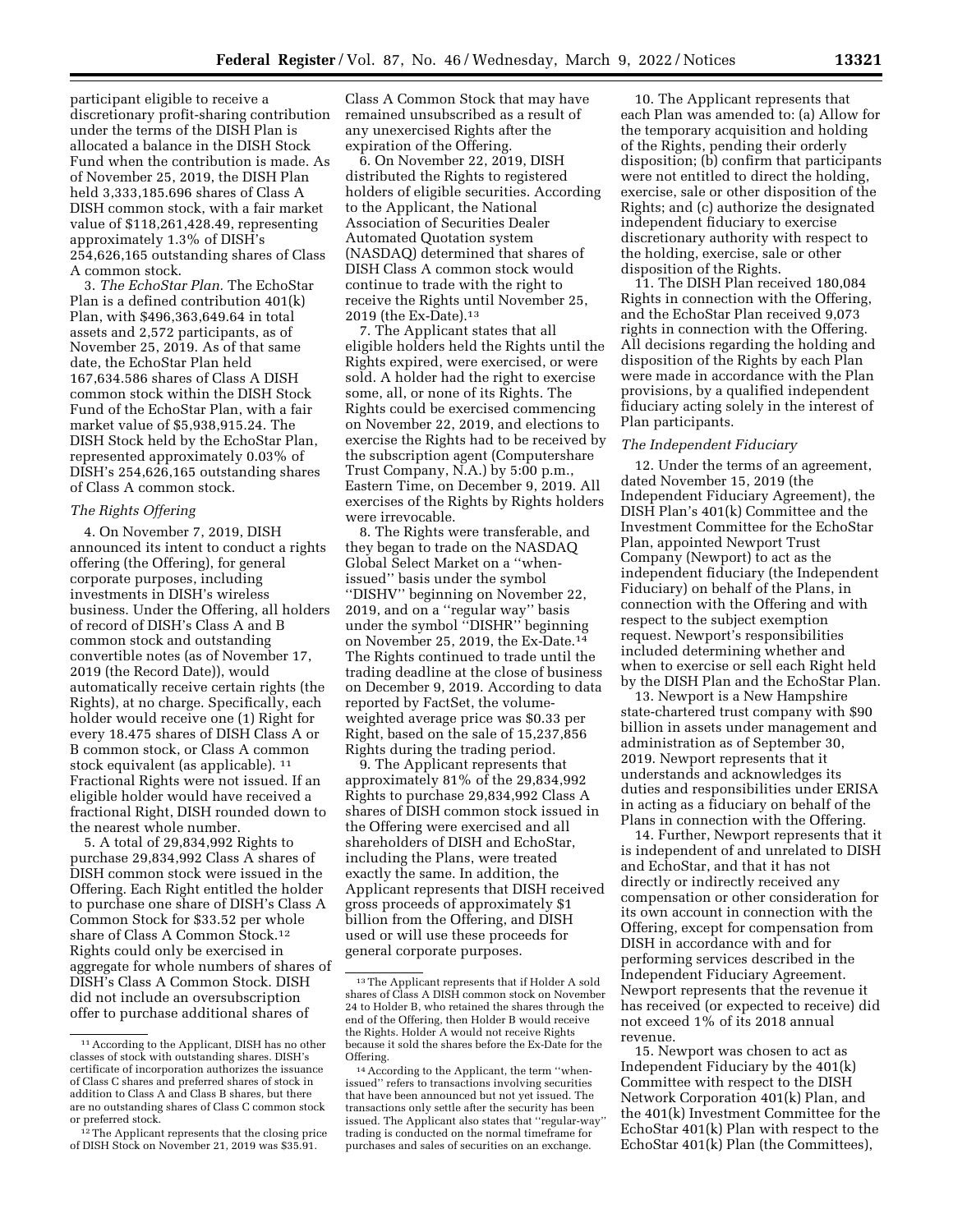participant eligible to receive a discretionary profit-sharing contribution under the terms of the DISH Plan is allocated a balance in the DISH Stock Fund when the contribution is made. As of November 25, 2019, the DISH Plan held 3,333,185.696 shares of Class A DISH common stock, with a fair market value of $118,261,428.49, representing approximately 1.3% of DISH's 254,626,165 outstanding shares of Class A common stock.

3. *The EchoStar Plan.* The EchoStar Plan is a defined contribution 401(k) Plan, with $496,363,649.64 in total assets and 2,572 participants, as of November 25, 2019. As of that same date, the EchoStar Plan held 167,634.586 shares of Class A DISH common stock within the DISH Stock Fund of the EchoStar Plan, with a fair market value of $5,938,915.24. The DISH Stock held by the EchoStar Plan, represented approximately 0.03% of DISH's 254,626,165 outstanding shares of Class A common stock.

### *The Rights Offering*

4. On November 7, 2019, DISH announced its intent to conduct a rights offering (the Offering), for general corporate purposes, including investments in DISH's wireless business. Under the Offering, all holders of record of DISH's Class A and B common stock and outstanding convertible notes (as of November 17, 2019 (the Record Date)), would automatically receive certain rights (the Rights), at no charge. Specifically, each holder would receive one (1) Right for every 18.475 shares of DISH Class A or B common stock, or Class A common stock equivalent (as applicable). [11] Fractional Rights were not issued. If an eligible holder would have received a fractional Right, DISH rounded down to the nearest whole number.

5. A total of 29,834,992 Rights to purchase 29,834,992 Class A shares of DISH common stock were issued in the Offering. Each Right entitled the holder to purchase one share of DISH's Class A Common Stock for $33.52 per whole share of Class A Common Stock.[12] Rights could only be exercised in aggregate for whole numbers of shares of DISH's Class A Common Stock. DISH did not include an oversubscription offer to purchase additional shares of Class A Common Stock that may have remained unsubscribed as a result of any unexercised Rights after the expiration of the Offering.

6. On November 22, 2019, DISH distributed the Rights to registered holders of eligible securities. According to the Applicant, the National Association of Securities Dealer Automated Quotation system (NASDAQ) determined that shares of DISH Class A common stock would continue to trade with the right to receive the Rights until November 25, 2019 (the Ex-Date).[13]

7. The Applicant states that all eligible holders held the Rights until the Rights expired, were exercised, or were sold. A holder had the right to exercise some, all, or none of its Rights. The Rights could be exercised commencing on November 22, 2019, and elections to exercise the Rights had to be received by the subscription agent (Computershare Trust Company, N.A.) by 5:00 p.m., Eastern Time, on December 9, 2019. All exercises of the Rights by Rights holders were irrevocable.

8. The Rights were transferable, and they began to trade on the NASDAQ Global Select Market on a ''when-issued'' basis under the symbol ''DISHV'' beginning on November 22, 2019, and on a ''regular way'' basis under the symbol ''DISHR'' beginning on November 25, 2019, the Ex-Date.[14] The Rights continued to trade until the trading deadline at the close of business on December 9, 2019. According to data reported by FactSet, the volume-weighted average price was $0.33 per Right, based on the sale of 15,237,856 Rights during the trading period.

9. The Applicant represents that approximately 81% of the 29,834,992 Rights to purchase 29,834,992 Class A shares of DISH common stock issued in the Offering were exercised and all shareholders of DISH and EchoStar, including the Plans, were treated exactly the same. In addition, the Applicant represents that DISH received gross proceeds of approximately $1 billion from the Offering, and DISH used or will use these proceeds for general corporate purposes.

10. The Applicant represents that each Plan was amended to: (a) Allow for the temporary acquisition and holding of the Rights, pending their orderly disposition; (b) confirm that participants were not entitled to direct the holding, exercise, sale or other disposition of the Rights; and (c) authorize the designated independent fiduciary to exercise discretionary authority with respect to the holding, exercise, sale or other disposition of the Rights.

11. The DISH Plan received 180,084 Rights in connection with the Offering, and the EchoStar Plan received 9,073 rights in connection with the Offering. All decisions regarding the holding and disposition of the Rights by each Plan were made in accordance with the Plan provisions, by a qualified independent fiduciary acting solely in the interest of Plan participants.

### *The Independent Fiduciary*

12. Under the terms of an agreement, dated November 15, 2019 (the Independent Fiduciary Agreement), the DISH Plan's 401(k) Committee and the Investment Committee for the EchoStar Plan, appointed Newport Trust Company (Newport) to act as the independent fiduciary (the Independent Fiduciary) on behalf of the Plans, in connection with the Offering and with respect to the subject exemption request. Newport's responsibilities included determining whether and when to exercise or sell each Right held by the DISH Plan and the EchoStar Plan.

13. Newport is a New Hampshire state-chartered trust company with $90 billion in assets under management and administration as of September 30, 2019. Newport represents that it understands and acknowledges its duties and responsibilities under ERISA in acting as a fiduciary on behalf of the Plans in connection with the Offering.

14. Further, Newport represents that it is independent of and unrelated to DISH and EchoStar, and that it has not directly or indirectly received any compensation or other consideration for its own account in connection with the Offering, except for compensation from DISH in accordance with and for performing services described in the Independent Fiduciary Agreement. Newport represents that the revenue it has received (or expected to receive) did not exceed 1% of its 2018 annual revenue.

15. Newport was chosen to act as Independent Fiduciary by the 401(k) Committee with respect to the DISH Network Corporation 401(k) Plan, and the 401(k) Investment Committee for the EchoStar 401(k) Plan with respect to the EchoStar 401(k) Plan (the Committees),

---

[11] According to the Applicant, DISH has no other classes of stock with outstanding shares. DISH's certificate of incorporation authorizes the issuance of Class C shares and preferred shares of stock in addition to Class A and Class B shares, but there are no outstanding shares of Class C common stock or preferred stock.

[12] The Applicant represents that the closing price of DISH Stock on November 21, 2019 was $35.91.

[13] The Applicant represents that if Holder A sold shares of Class A DISH common stock on November 24 to Holder B, who retained the shares through the end of the Offering, then Holder B would receive the Rights. Holder A would not receive Rights because it sold the shares before the Ex-Date for the Offering.

[14] According to the Applicant, the term ''when-issued'' refers to transactions involving securities that have been announced but not yet issued. The transactions only settle after the security has been issued. The Applicant also states that ''regular-way'' trading is conducted on the normal timeframe for purchases and sales of securities on an exchange.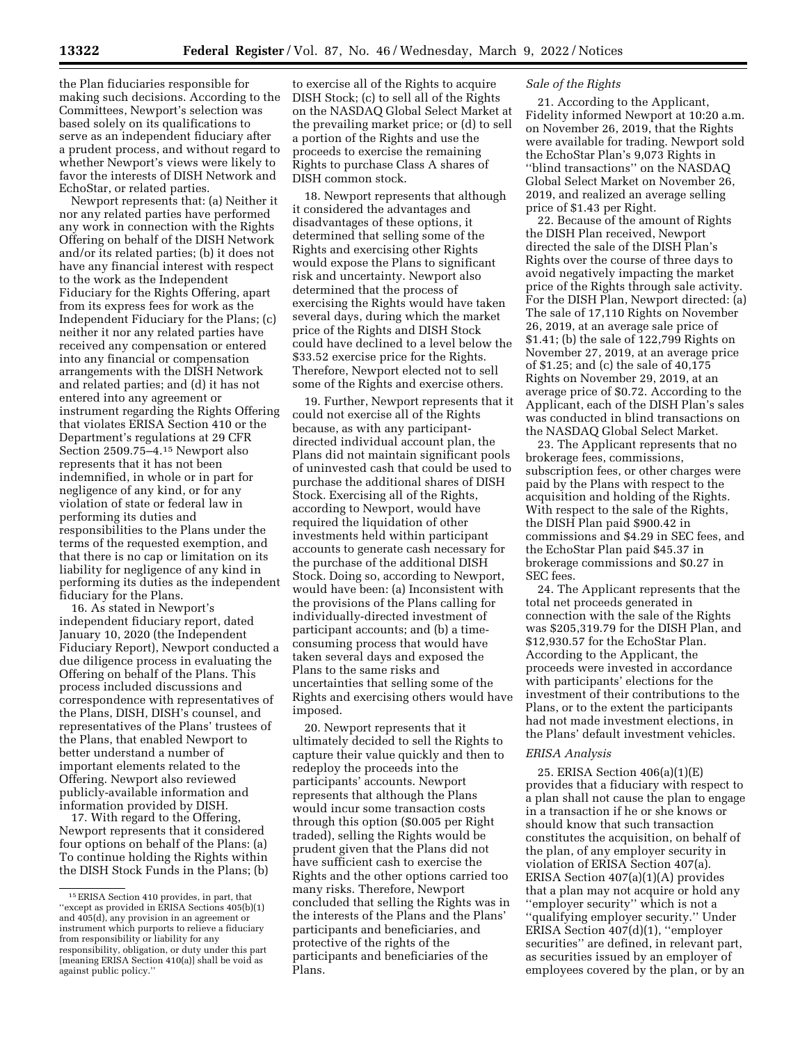the Plan fiduciaries responsible for making such decisions. According to the Committees, Newport's selection was based solely on its qualifications to serve as an independent fiduciary after a prudent process, and without regard to whether Newport's views were likely to favor the interests of DISH Network and EchoStar, or related parties.

Newport represents that: (a) Neither it nor any related parties have performed any work in connection with the Rights Offering on behalf of the DISH Network and/or its related parties; (b) it does not have any financial interest with respect to the work as the Independent Fiduciary for the Rights Offering, apart from its express fees for work as the Independent Fiduciary for the Plans; (c) neither it nor any related parties have received any compensation or entered into any financial or compensation arrangements with the DISH Network and related parties; and (d) it has not entered into any agreement or instrument regarding the Rights Offering that violates ERISA Section 410 or the Department's regulations at 29 CFR Section 2509.75–4.[15] Newport also represents that it has not been indemnified, in whole or in part for negligence of any kind, or for any violation of state or federal law in performing its duties and responsibilities to the Plans under the terms of the requested exemption, and that there is no cap or limitation on its liability for negligence of any kind in performing its duties as the independent fiduciary for the Plans.

16. As stated in Newport's independent fiduciary report, dated January 10, 2020 (the Independent Fiduciary Report), Newport conducted a due diligence process in evaluating the Offering on behalf of the Plans. This process included discussions and correspondence with representatives of the Plans, DISH, DISH's counsel, and representatives of the Plans' trustees of the Plans, that enabled Newport to better understand a number of important elements related to the Offering. Newport also reviewed publicly-available information and information provided by DISH.

17. With regard to the Offering, Newport represents that it considered four options on behalf of the Plans: (a) To continue holding the Rights within the DISH Stock Funds in the Plans; (b) to exercise all of the Rights to acquire DISH Stock; (c) to sell all of the Rights on the NASDAQ Global Select Market at the prevailing market price; or (d) to sell a portion of the Rights and use the proceeds to exercise the remaining Rights to purchase Class A shares of DISH common stock.

18. Newport represents that although it considered the advantages and disadvantages of these options, it determined that selling some of the Rights and exercising other Rights would expose the Plans to significant risk and uncertainty. Newport also determined that the process of exercising the Rights would have taken several days, during which the market price of the Rights and DISH Stock could have declined to a level below the $33.52 exercise price for the Rights. Therefore, Newport elected not to sell some of the Rights and exercise others.

19. Further, Newport represents that it could not exercise all of the Rights because, as with any participant-directed individual account plan, the Plans did not maintain significant pools of uninvested cash that could be used to purchase the additional shares of DISH Stock. Exercising all of the Rights, according to Newport, would have required the liquidation of other investments held within participant accounts to generate cash necessary for the purchase of the additional DISH Stock. Doing so, according to Newport, would have been: (a) Inconsistent with the provisions of the Plans calling for individually-directed investment of participant accounts; and (b) a time-consuming process that would have taken several days and exposed the Plans to the same risks and uncertainties that selling some of the Rights and exercising others would have imposed.

20. Newport represents that it ultimately decided to sell the Rights to capture their value quickly and then to redeploy the proceeds into the participants' accounts. Newport represents that although the Plans would incur some transaction costs through this option ($0.005 per Right traded), selling the Rights would be prudent given that the Plans did not have sufficient cash to exercise the Rights and the other options carried too many risks. Therefore, Newport concluded that selling the Rights was in the interests of the Plans and the Plans' participants and beneficiaries, and protective of the rights of the participants and beneficiaries of the Plans.

### *Sale of the Rights*

21. According to the Applicant, Fidelity informed Newport at 10:20 a.m. on November 26, 2019, that the Rights were available for trading. Newport sold the EchoStar Plan's 9,073 Rights in "blind transactions" on the NASDAQ Global Select Market on November 26, 2019, and realized an average selling price of $1.43 per Right.

22. Because of the amount of Rights the DISH Plan received, Newport directed the sale of the DISH Plan's Rights over the course of three days to avoid negatively impacting the market price of the Rights through sale activity. For the DISH Plan, Newport directed: (a) The sale of 17,110 Rights on November 26, 2019, at an average sale price of $1.41; (b) the sale of 122,799 Rights on November 27, 2019, at an average price of $1.25; and (c) the sale of 40,175 Rights on November 29, 2019, at an average price of $0.72. According to the Applicant, each of the DISH Plan's sales was conducted in blind transactions on the NASDAQ Global Select Market.

23. The Applicant represents that no brokerage fees, commissions, subscription fees, or other charges were paid by the Plans with respect to the acquisition and holding of the Rights. With respect to the sale of the Rights, the DISH Plan paid $900.42 in commissions and $4.29 in SEC fees, and the EchoStar Plan paid $45.37 in brokerage commissions and $0.27 in SEC fees.

24. The Applicant represents that the total net proceeds generated in connection with the sale of the Rights was $205,319.79 for the DISH Plan, and $12,930.57 for the EchoStar Plan. According to the Applicant, the proceeds were invested in accordance with participants' elections for the investment of their contributions to the Plans, or to the extent the participants had not made investment elections, in the Plans' default investment vehicles.

### *ERISA Analysis*

25. ERISA Section 406(a)(1)(E) provides that a fiduciary with respect to a plan shall not cause the plan to engage in a transaction if he or she knows or should know that such transaction constitutes the acquisition, on behalf of the plan, of any employer security in violation of ERISA Section 407(a). ERISA Section 407(a)(1)(A) provides that a plan may not acquire or hold any "employer security" which is not a "qualifying employer security." Under ERISA Section 407(d)(1), "employer securities" are defined, in relevant part, as securities issued by an employer of employees covered by the plan, or by an

---

[15] ERISA Section 410 provides, in part, that "except as provided in ERISA Sections 405(b)(1) and 405(d), any provision in an agreement or instrument which purports to relieve a fiduciary from responsibility or liability for any responsibility, obligation, or duty under this part [meaning ERISA Section 410(a)] shall be void as against public policy."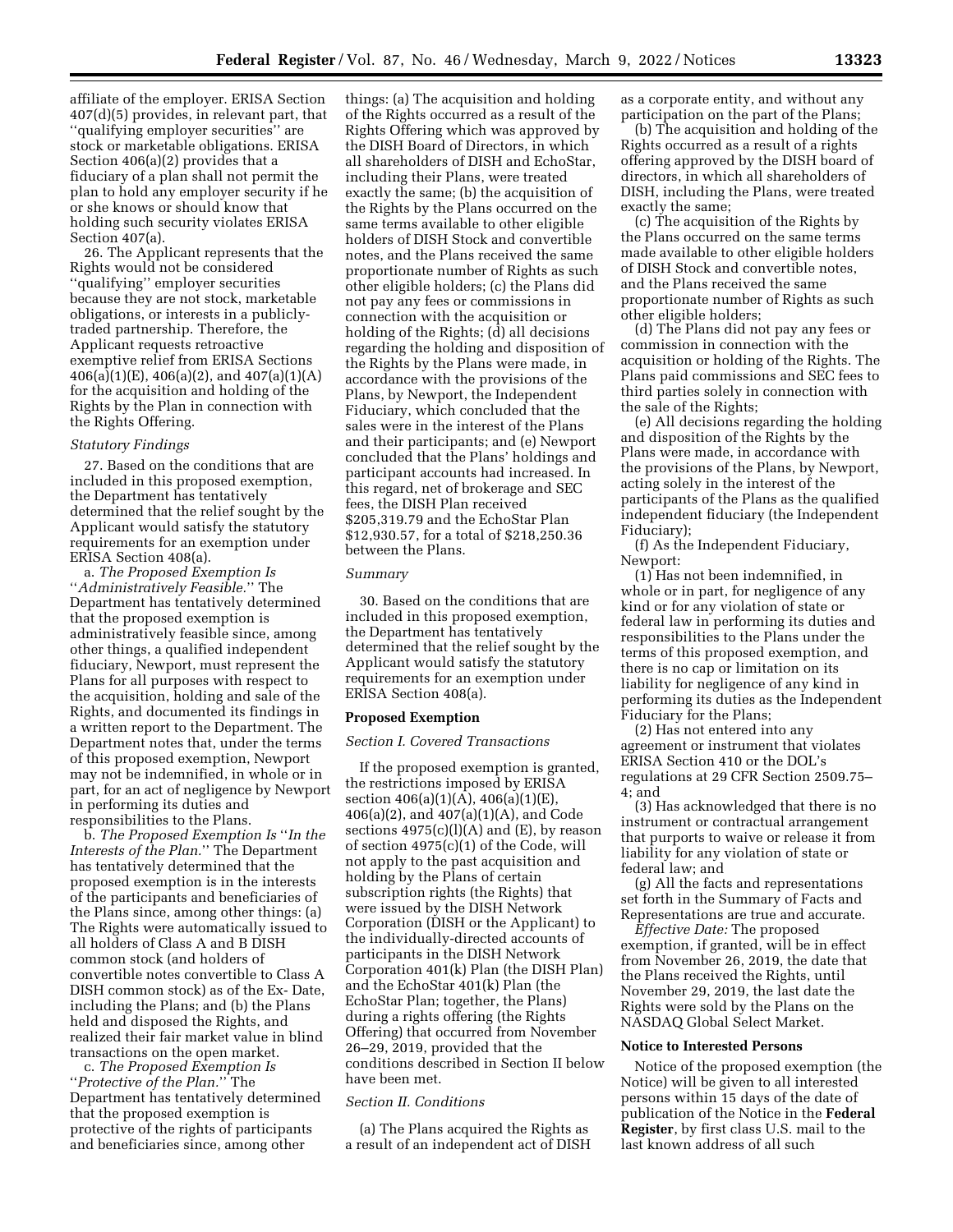affiliate of the employer. ERISA Section 407(d)(5) provides, in relevant part, that ''qualifying employer securities'' are stock or marketable obligations. ERISA Section 406(a)(2) provides that a fiduciary of a plan shall not permit the plan to hold any employer security if he or she knows or should know that holding such security violates ERISA Section 407(a).

26. The Applicant represents that the Rights would not be considered ''qualifying'' employer securities because they are not stock, marketable obligations, or interests in a publicly-traded partnership. Therefore, the Applicant requests retroactive exemptive relief from ERISA Sections 406(a)(1)(E), 406(a)(2), and 407(a)(1)(A) for the acquisition and holding of the Rights by the Plan in connection with the Rights Offering.

*Statutory Findings*

27. Based on the conditions that are included in this proposed exemption, the Department has tentatively determined that the relief sought by the Applicant would satisfy the statutory requirements for an exemption under ERISA Section 408(a).

a. *The Proposed Exemption Is ''Administratively Feasible.''* The Department has tentatively determined that the proposed exemption is administratively feasible since, among other things, a qualified independent fiduciary, Newport, must represent the Plans for all purposes with respect to the acquisition, holding and sale of the Rights, and documented its findings in a written report to the Department. The Department notes that, under the terms of this proposed exemption, Newport may not be indemnified, in whole or in part, for an act of negligence by Newport in performing its duties and responsibilities to the Plans.

b. *The Proposed Exemption Is ''In the Interests of the Plan.''* The Department has tentatively determined that the proposed exemption is in the interests of the participants and beneficiaries of the Plans since, among other things: (a) The Rights were automatically issued to all holders of Class A and B DISH common stock (and holders of convertible notes convertible to Class A DISH common stock) as of the Ex- Date, including the Plans; and (b) the Plans held and disposed the Rights, and realized their fair market value in blind transactions on the open market.

c. *The Proposed Exemption Is ''Protective of the Plan.''* The Department has tentatively determined that the proposed exemption is protective of the rights of participants and beneficiaries since, among other things: (a) The acquisition and holding of the Rights occurred as a result of the Rights Offering which was approved by the DISH Board of Directors, in which all shareholders of DISH and EchoStar, including their Plans, were treated exactly the same; (b) the acquisition of the Rights by the Plans occurred on the same terms available to other eligible holders of DISH Stock and convertible notes, and the Plans received the same proportionate number of Rights as such other eligible holders; (c) the Plans did not pay any fees or commissions in connection with the acquisition or holding of the Rights; (d) all decisions regarding the holding and disposition of the Rights by the Plans were made, in accordance with the provisions of the Plans, by Newport, the Independent Fiduciary, which concluded that the sales were in the interest of the Plans and their participants; and (e) Newport concluded that the Plans' holdings and participant accounts had increased. In this regard, net of brokerage and SEC fees, the DISH Plan received $205,319.79 and the EchoStar Plan $12,930.57, for a total of $218,250.36 between the Plans.

*Summary*

30. Based on the conditions that are included in this proposed exemption, the Department has tentatively determined that the relief sought by the Applicant would satisfy the statutory requirements for an exemption under ERISA Section 408(a).

**Proposed Exemption**

*Section I. Covered Transactions*

If the proposed exemption is granted, the restrictions imposed by ERISA section 406(a)(1)(A), 406(a)(1)(E), 406(a)(2), and 407(a)(1)(A), and Code sections 4975(c)(l)(A) and (E), by reason of section 4975(c)(1) of the Code, will not apply to the past acquisition and holding by the Plans of certain subscription rights (the Rights) that were issued by the DISH Network Corporation (DISH or the Applicant) to the individually-directed accounts of participants in the DISH Network Corporation 401(k) Plan (the DISH Plan) and the EchoStar 401(k) Plan (the EchoStar Plan; together, the Plans) during a rights offering (the Rights Offering) that occurred from November 26–29, 2019, provided that the conditions described in Section II below have been met.

*Section II. Conditions*

(a) The Plans acquired the Rights as a result of an independent act of DISH as a corporate entity, and without any participation on the part of the Plans;

(b) The acquisition and holding of the Rights occurred as a result of a rights offering approved by the DISH board of directors, in which all shareholders of DISH, including the Plans, were treated exactly the same;

(c) The acquisition of the Rights by the Plans occurred on the same terms made available to other eligible holders of DISH Stock and convertible notes, and the Plans received the same proportionate number of Rights as such other eligible holders;

(d) The Plans did not pay any fees or commission in connection with the acquisition or holding of the Rights. The Plans paid commissions and SEC fees to third parties solely in connection with the sale of the Rights;

(e) All decisions regarding the holding and disposition of the Rights by the Plans were made, in accordance with the provisions of the Plans, by Newport, acting solely in the interest of the participants of the Plans as the qualified independent fiduciary (the Independent Fiduciary);

(f) As the Independent Fiduciary, Newport:

(1) Has not been indemnified, in whole or in part, for negligence of any kind or for any violation of state or federal law in performing its duties and responsibilities to the Plans under the terms of this proposed exemption, and there is no cap or limitation on its liability for negligence of any kind in performing its duties as the Independent Fiduciary for the Plans;

(2) Has not entered into any agreement or instrument that violates ERISA Section 410 or the DOL's regulations at 29 CFR Section 2509.75–4; and

(3) Has acknowledged that there is no instrument or contractual arrangement that purports to waive or release it from liability for any violation of state or federal law; and

(g) All the facts and representations set forth in the Summary of Facts and Representations are true and accurate.

*Effective Date:* The proposed exemption, if granted, will be in effect from November 26, 2019, the date that the Plans received the Rights, until November 29, 2019, the last date the Rights were sold by the Plans on the NASDAQ Global Select Market.

**Notice to Interested Persons**

Notice of the proposed exemption (the Notice) will be given to all interested persons within 15 days of the date of publication of the Notice in the **Federal Register**, by first class U.S. mail to the last known address of all such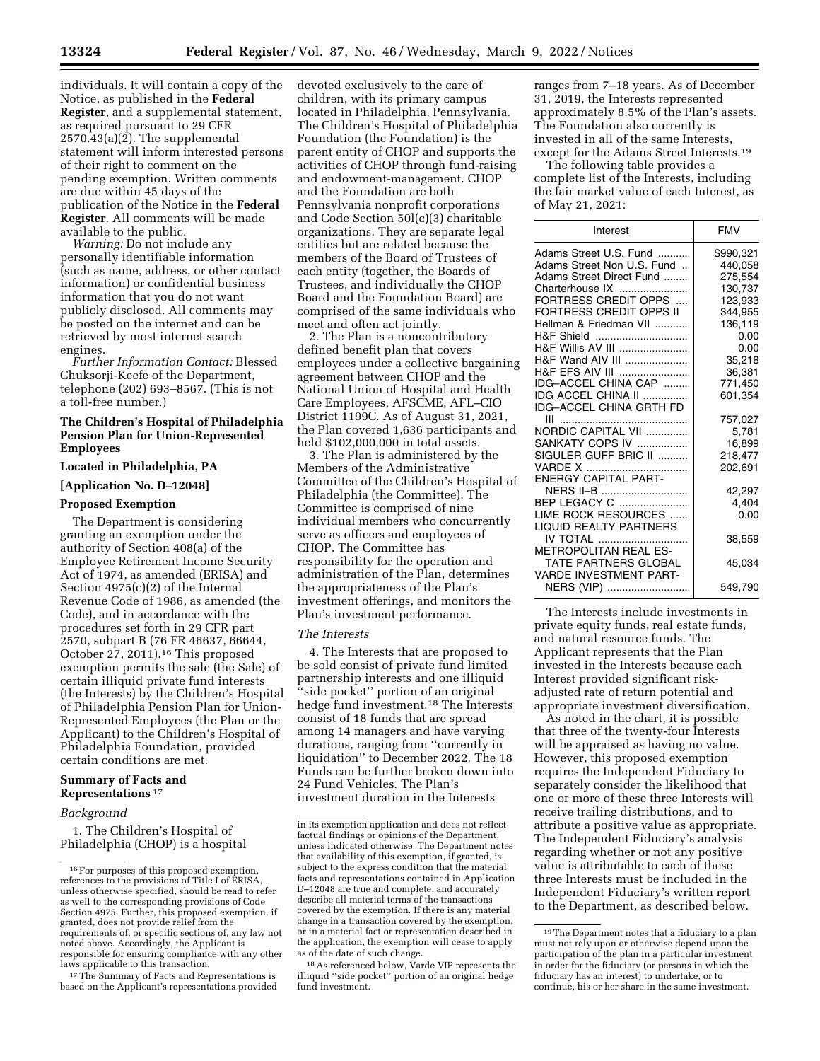individuals. It will contain a copy of the Notice, as published in the **Federal Register**, and a supplemental statement, as required pursuant to 29 CFR 2570.43(a)(2). The supplemental statement will inform interested persons of their right to comment on the pending exemption. Written comments are due within 45 days of the publication of the Notice in the **Federal Register**. All comments will be made available to the public.

*Warning:* Do not include any personally identifiable information (such as name, address, or other contact information) or confidential business information that you do not want publicly disclosed. All comments may be posted on the internet and can be retrieved by most internet search engines.

*Further Information Contact:* Blessed Chuksorji-Keefe of the Department, telephone (202) 693–8567. (This is not a toll-free number.)

## The Children's Hospital of Philadelphia Pension Plan for Union-Represented Employees

### Located in Philadelphia, PA

### [Application No. D–12048]

### Proposed Exemption

The Department is considering granting an exemption under the authority of Section 408(a) of the Employee Retirement Income Security Act of 1974, as amended (ERISA) and Section 4975(c)(2) of the Internal Revenue Code of 1986, as amended (the Code), and in accordance with the procedures set forth in 29 CFR part 2570, subpart B (76 FR 46637, 66644, October 27, 2011).[16] This proposed exemption permits the sale (the Sale) of certain illiquid private fund interests (the Interests) by the Children's Hospital of Philadelphia Pension Plan for Union-Represented Employees (the Plan or the Applicant) to the Children's Hospital of Philadelphia Foundation, provided certain conditions are met.

### Summary of Facts and Representations [17]

*Background*

1. The Children's Hospital of Philadelphia (CHOP) is a hospital devoted exclusively to the care of children, with its primary campus located in Philadelphia, Pennsylvania. The Children's Hospital of Philadelphia Foundation (the Foundation) is the parent entity of CHOP and supports the activities of CHOP through fund-raising and endowment-management. CHOP and the Foundation are both Pennsylvania nonprofit corporations and Code Section 50l(c)(3) charitable organizations. They are separate legal entities but are related because the members of the Board of Trustees of each entity (together, the Boards of Trustees, and individually the CHOP Board and the Foundation Board) are comprised of the same individuals who meet and often act jointly.

2. The Plan is a noncontributory defined benefit plan that covers employees under a collective bargaining agreement between CHOP and the National Union of Hospital and Health Care Employees, AFSCME, AFL–CIO District 1199C. As of August 31, 2021, the Plan covered 1,636 participants and held $102,000,000 in total assets.

3. The Plan is administered by the Members of the Administrative Committee of the Children's Hospital of Philadelphia (the Committee). The Committee is comprised of nine individual members who concurrently serve as officers and employees of CHOP. The Committee has responsibility for the operation and administration of the Plan, determines the appropriateness of the Plan's investment offerings, and monitors the Plan's investment performance.

*The Interests*

4. The Interests that are proposed to be sold consist of private fund limited partnership interests and one illiquid ''side pocket'' portion of an original hedge fund investment.[18] The Interests consist of 18 funds that are spread among 14 managers and have varying durations, ranging from ''currently in liquidation'' to December 2022. The 18 Funds can be further broken down into 24 Fund Vehicles. The Plan's investment duration in the Interests ranges from 7–18 years. As of December 31, 2019, the Interests represented approximately 8.5% of the Plan's assets. The Foundation also currently is invested in all of the same Interests, except for the Adams Street Interests.[19]

The following table provides a complete list of the Interests, including the fair market value of each Interest, as of May 21, 2021:

| Interest | FMV |
|---|---|
| Adams Street U.S. Fund | $990,321 |
| Adams Street Non U.S. Fund | 440,058 |
| Adams Street Direct Fund | 275,554 |
| Charterhouse IX | 130,737 |
| FORTRESS CREDIT OPPS | 123,933 |
| FORTRESS CREDIT OPPS II | 344,955 |
| Hellman & Friedman VII | 136,119 |
| H&F Shield | 0.00 |
| H&F Willis AV III | 0.00 |
| H&F Wand AIV III | 35,218 |
| H&F EFS AIV III | 36,381 |
| IDG–ACCEL CHINA CAP | 771,450 |
| IDG ACCEL CHINA II | 601,354 |
| IDG–ACCEL CHINA GRTH FD III | 757,027 |
| NORDIC CAPITAL VII | 5,781 |
| SANKATY COPS IV | 16,899 |
| SIGULER GUFF BRIC II | 218,477 |
| VARDE X | 202,691 |
| ENERGY CAPITAL PARTNERS II–B | 42,297 |
| BEP LEGACY C | 4,404 |
| LIME ROCK RESOURCES | 0.00 |
| LIQUID REALTY PARTNERS IV TOTAL | 38,559 |
| METROPOLITAN REAL ESTATE PARTNERS GLOBAL | 45,034 |
| VARDE INVESTMENT PARTNERS (VIP) | 549,790 |

The Interests include investments in private equity funds, real estate funds, and natural resource funds. The Applicant represents that the Plan invested in the Interests because each Interest provided significant risk-adjusted rate of return potential and appropriate investment diversification.

As noted in the chart, it is possible that three of the twenty-four Interests will be appraised as having no value. However, this proposed exemption requires the Independent Fiduciary to separately consider the likelihood that one or more of these three Interests will receive trailing distributions, and to attribute a positive value as appropriate. The Independent Fiduciary's analysis regarding whether or not any positive value is attributable to each of these three Interests must be included in the Independent Fiduciary's written report to the Department, as described below.

---

[16] For purposes of this proposed exemption, references to the provisions of Title I of ERISA, unless otherwise specified, should be read to refer as well to the corresponding provisions of Code Section 4975. Further, this proposed exemption, if granted, does not provide relief from the requirements of, or specific sections of, any law not noted above. Accordingly, the Applicant is responsible for ensuring compliance with any other laws applicable to this transaction.

[17] The Summary of Facts and Representations is based on the Applicant's representations provided in its exemption application and does not reflect factual findings or opinions of the Department, unless indicated otherwise. The Department notes that availability of this exemption, if granted, is subject to the express condition that the material facts and representations contained in Application D–12048 are true and complete, and accurately describe all material terms of the transactions covered by the exemption. If there is any material change in a transaction covered by the exemption, or in a material fact or representation described in the application, the exemption will cease to apply as of the date of such change.

[18] As referenced below, Varde VIP represents the illiquid ''side pocket'' portion of an original hedge fund investment.

[19] The Department notes that a fiduciary to a plan must not rely upon or otherwise depend upon the participation of the plan in a particular investment in order for the fiduciary (or persons in which the fiduciary has an interest) to undertake, or to continue, his or her share in the same investment.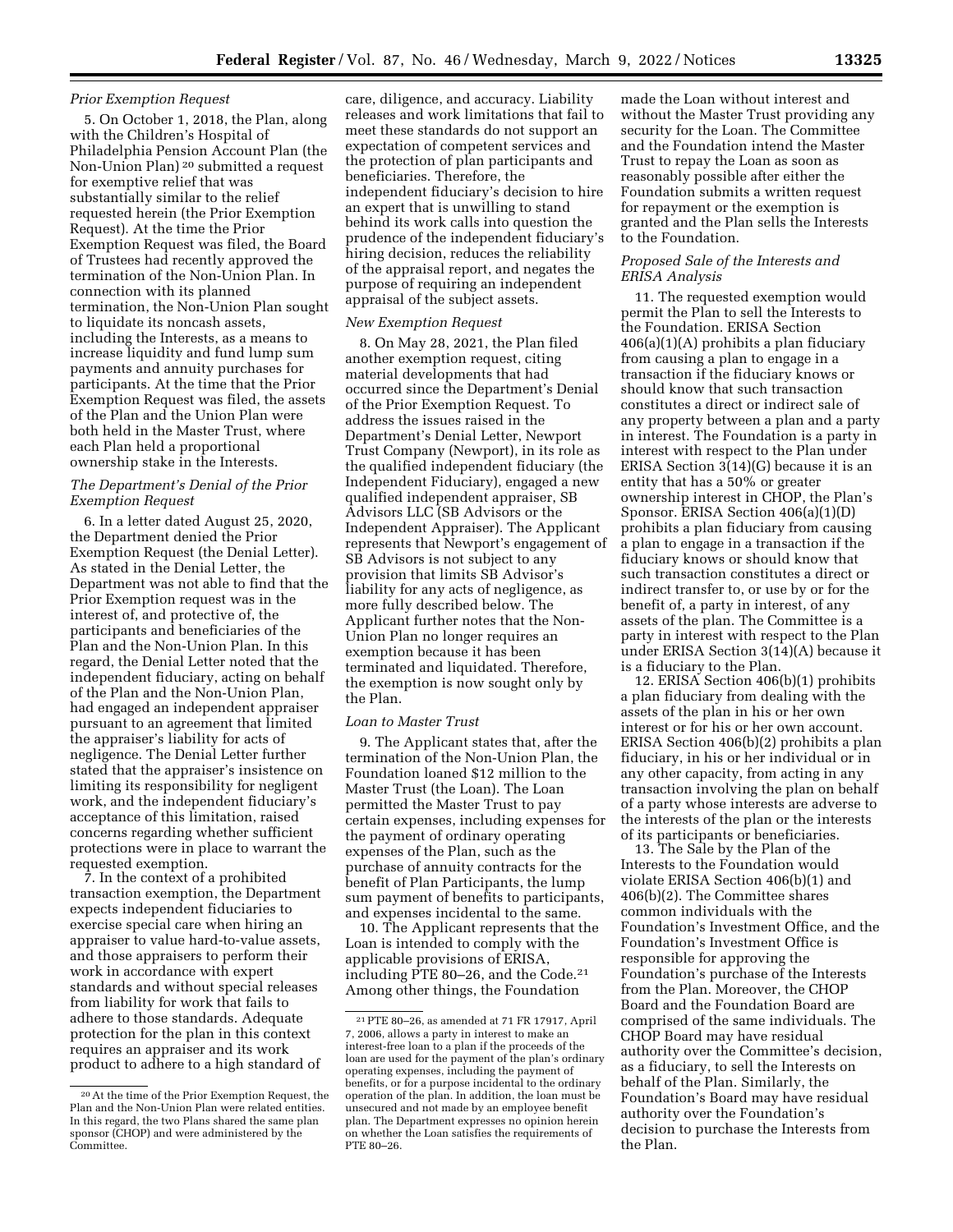### Prior Exemption Request

5. On October 1, 2018, the Plan, along with the Children's Hospital of Philadelphia Pension Account Plan (the Non-Union Plan) [20] submitted a request for exemptive relief that was substantially similar to the relief requested herein (the Prior Exemption Request). At the time the Prior Exemption Request was filed, the Board of Trustees had recently approved the termination of the Non-Union Plan. In connection with its planned termination, the Non-Union Plan sought to liquidate its noncash assets, including the Interests, as a means to increase liquidity and fund lump sum payments and annuity purchases for participants. At the time that the Prior Exemption Request was filed, the assets of the Plan and the Union Plan were both held in the Master Trust, where each Plan held a proportional ownership stake in the Interests.

### The Department's Denial of the Prior Exemption Request

6. In a letter dated August 25, 2020, the Department denied the Prior Exemption Request (the Denial Letter). As stated in the Denial Letter, the Department was not able to find that the Prior Exemption request was in the interest of, and protective of, the participants and beneficiaries of the Plan and the Non-Union Plan. In this regard, the Denial Letter noted that the independent fiduciary, acting on behalf of the Plan and the Non-Union Plan, had engaged an independent appraiser pursuant to an agreement that limited the appraiser's liability for acts of negligence. The Denial Letter further stated that the appraiser's insistence on limiting its responsibility for negligent work, and the independent fiduciary's acceptance of this limitation, raised concerns regarding whether sufficient protections were in place to warrant the requested exemption.

7. In the context of a prohibited transaction exemption, the Department expects independent fiduciaries to exercise special care when hiring an appraiser to value hard-to-value assets, and those appraisers to perform their work in accordance with expert standards and without special releases from liability for work that fails to adhere to those standards. Adequate protection for the plan in this context requires an appraiser and its work product to adhere to a high standard of care, diligence, and accuracy. Liability releases and work limitations that fail to meet these standards do not support an expectation of competent services and the protection of plan participants and beneficiaries. Therefore, the independent fiduciary's decision to hire an expert that is unwilling to stand behind its work calls into question the prudence of the independent fiduciary's hiring decision, reduces the reliability of the appraisal report, and negates the purpose of requiring an independent appraisal of the subject assets.

### New Exemption Request

8. On May 28, 2021, the Plan filed another exemption request, citing material developments that had occurred since the Department's Denial of the Prior Exemption Request. To address the issues raised in the Department's Denial Letter, Newport Trust Company (Newport), in its role as the qualified independent fiduciary (the Independent Fiduciary), engaged a new qualified independent appraiser, SB Advisors LLC (SB Advisors or the Independent Appraiser). The Applicant represents that Newport's engagement of SB Advisors is not subject to any provision that limits SB Advisor's liability for any acts of negligence, as more fully described below. The Applicant further notes that the Non-Union Plan no longer requires an exemption because it has been terminated and liquidated. Therefore, the exemption is now sought only by the Plan.

### Loan to Master Trust

9. The Applicant states that, after the termination of the Non-Union Plan, the Foundation loaned $12 million to the Master Trust (the Loan). The Loan permitted the Master Trust to pay certain expenses, including expenses for the payment of ordinary operating expenses of the Plan, such as the purchase of annuity contracts for the benefit of Plan Participants, the lump sum payment of benefits to participants, and expenses incidental to the same.

10. The Applicant represents that the Loan is intended to comply with the applicable provisions of ERISA, including PTE 80–26, and the Code.[21] Among other things, the Foundation made the Loan without interest and without the Master Trust providing any security for the Loan. The Committee and the Foundation intend the Master Trust to repay the Loan as soon as reasonably possible after either the Foundation submits a written request for repayment or the exemption is granted and the Plan sells the Interests to the Foundation.

### Proposed Sale of the Interests and ERISA Analysis

11. The requested exemption would permit the Plan to sell the Interests to the Foundation. ERISA Section 406(a)(1)(A) prohibits a plan fiduciary from causing a plan to engage in a transaction if the fiduciary knows or should know that such transaction constitutes a direct or indirect sale of any property between a plan and a party in interest. The Foundation is a party in interest with respect to the Plan under ERISA Section 3(14)(G) because it is an entity that has a 50% or greater ownership interest in CHOP, the Plan's Sponsor. ERISA Section 406(a)(1)(D) prohibits a plan fiduciary from causing a plan to engage in a transaction if the fiduciary knows or should know that such transaction constitutes a direct or indirect transfer to, or use by or for the benefit of, a party in interest, of any assets of the plan. The Committee is a party in interest with respect to the Plan under ERISA Section 3(14)(A) because it is a fiduciary to the Plan.

12. ERISA Section 406(b)(1) prohibits a plan fiduciary from dealing with the assets of the plan in his or her own interest or for his or her own account. ERISA Section 406(b)(2) prohibits a plan fiduciary, in his or her individual or in any other capacity, from acting in any transaction involving the plan on behalf of a party whose interests are adverse to the interests of the plan or the interests of its participants or beneficiaries.

13. The Sale by the Plan of the Interests to the Foundation would violate ERISA Section 406(b)(1) and 406(b)(2). The Committee shares common individuals with the Foundation's Investment Office, and the Foundation's Investment Office is responsible for approving the Foundation's purchase of the Interests from the Plan. Moreover, the CHOP Board and the Foundation Board are comprised of the same individuals. The CHOP Board may have residual authority over the Committee's decision, as a fiduciary, to sell the Interests on behalf of the Plan. Similarly, the Foundation's Board may have residual authority over the Foundation's decision to purchase the Interests from the Plan.

---

[20] At the time of the Prior Exemption Request, the Plan and the Non-Union Plan were related entities. In this regard, the two Plans shared the same plan sponsor (CHOP) and were administered by the Committee.

[21] PTE 80–26, as amended at 71 FR 17917, April 7, 2006, allows a party in interest to make an interest-free loan to a plan if the proceeds of the loan are used for the payment of the plan's ordinary operating expenses, including the payment of benefits, or for a purpose incidental to the ordinary operation of the plan. In addition, the loan must be unsecured and not made by an employee benefit plan. The Department expresses no opinion herein on whether the Loan satisfies the requirements of PTE 80–26.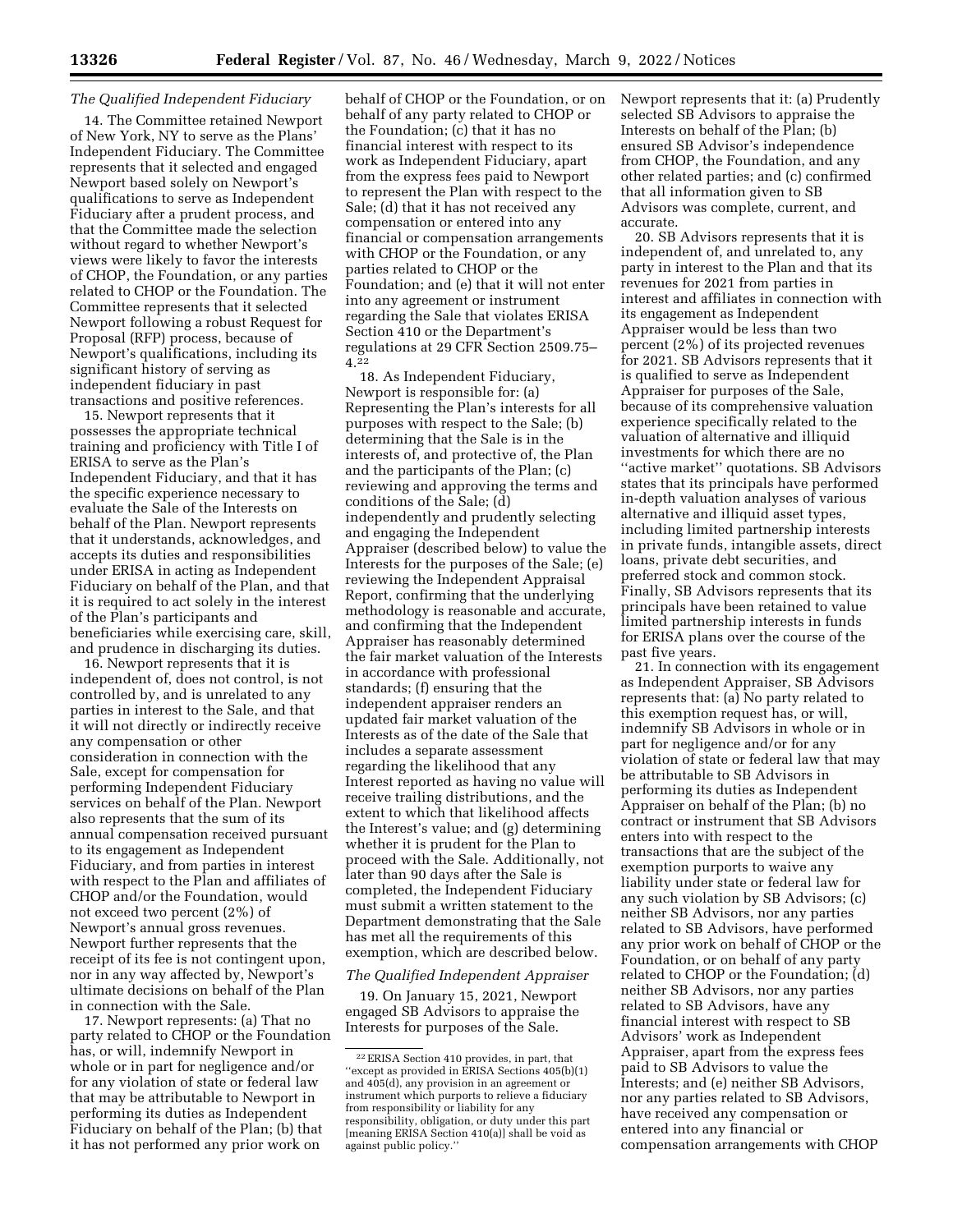*The Qualified Independent Fiduciary*

14. The Committee retained Newport of New York, NY to serve as the Plans' Independent Fiduciary. The Committee represents that it selected and engaged Newport based solely on Newport's qualifications to serve as Independent Fiduciary after a prudent process, and that the Committee made the selection without regard to whether Newport's views were likely to favor the interests of CHOP, the Foundation, or any parties related to CHOP or the Foundation. The Committee represents that it selected Newport following a robust Request for Proposal (RFP) process, because of Newport's qualifications, including its significant history of serving as independent fiduciary in past transactions and positive references.

15. Newport represents that it possesses the appropriate technical training and proficiency with Title I of ERISA to serve as the Plan's Independent Fiduciary, and that it has the specific experience necessary to evaluate the Sale of the Interests on behalf of the Plan. Newport represents that it understands, acknowledges, and accepts its duties and responsibilities under ERISA in acting as Independent Fiduciary on behalf of the Plan, and that it is required to act solely in the interest of the Plan's participants and beneficiaries while exercising care, skill, and prudence in discharging its duties.

16. Newport represents that it is independent of, does not control, is not controlled by, and is unrelated to any parties in interest to the Sale, and that it will not directly or indirectly receive any compensation or other consideration in connection with the Sale, except for compensation for performing Independent Fiduciary services on behalf of the Plan. Newport also represents that the sum of its annual compensation received pursuant to its engagement as Independent Fiduciary, and from parties in interest with respect to the Plan and affiliates of CHOP and/or the Foundation, would not exceed two percent (2%) of Newport's annual gross revenues. Newport further represents that the receipt of its fee is not contingent upon, nor in any way affected by, Newport's ultimate decisions on behalf of the Plan in connection with the Sale.

17. Newport represents: (a) That no party related to CHOP or the Foundation has, or will, indemnify Newport in whole or in part for negligence and/or for any violation of state or federal law that may be attributable to Newport in performing its duties as Independent Fiduciary on behalf of the Plan; (b) that it has not performed any prior work on behalf of CHOP or the Foundation, or on behalf of any party related to CHOP or the Foundation; (c) that it has no financial interest with respect to its work as Independent Fiduciary, apart from the express fees paid to Newport to represent the Plan with respect to the Sale; (d) that it has not received any compensation or entered into any financial or compensation arrangements with CHOP or the Foundation, or any parties related to CHOP or the Foundation; and (e) that it will not enter into any agreement or instrument regarding the Sale that violates ERISA Section 410 or the Department's regulations at 29 CFR Section 2509.75–4.[22]

18. As Independent Fiduciary, Newport is responsible for: (a) Representing the Plan's interests for all purposes with respect to the Sale; (b) determining that the Sale is in the interests of, and protective of, the Plan and the participants of the Plan; (c) reviewing and approving the terms and conditions of the Sale; (d) independently and prudently selecting and engaging the Independent Appraiser (described below) to value the Interests for the purposes of the Sale; (e) reviewing the Independent Appraisal Report, confirming that the underlying methodology is reasonable and accurate, and confirming that the Independent Appraiser has reasonably determined the fair market valuation of the Interests in accordance with professional standards; (f) ensuring that the independent appraiser renders an updated fair market valuation of the Interests as of the date of the Sale that includes a separate assessment regarding the likelihood that any Interest reported as having no value will receive trailing distributions, and the extent to which that likelihood affects the Interest's value; and (g) determining whether it is prudent for the Plan to proceed with the Sale. Additionally, not later than 90 days after the Sale is completed, the Independent Fiduciary must submit a written statement to the Department demonstrating that the Sale has met all the requirements of this exemption, which are described below.

*The Qualified Independent Appraiser*

19. On January 15, 2021, Newport engaged SB Advisors to appraise the Interests for purposes of the Sale. Newport represents that it: (a) Prudently selected SB Advisors to appraise the Interests on behalf of the Plan; (b) ensured SB Advisor's independence from CHOP, the Foundation, and any other related parties; and (c) confirmed that all information given to SB Advisors was complete, current, and accurate.

20. SB Advisors represents that it is independent of, and unrelated to, any party in interest to the Plan and that its revenues for 2021 from parties in interest and affiliates in connection with its engagement as Independent Appraiser would be less than two percent (2%) of its projected revenues for 2021. SB Advisors represents that it is qualified to serve as Independent Appraiser for purposes of the Sale, because of its comprehensive valuation experience specifically related to the valuation of alternative and illiquid investments for which there are no ''active market'' quotations. SB Advisors states that its principals have performed in-depth valuation analyses of various alternative and illiquid asset types, including limited partnership interests in private funds, intangible assets, direct loans, private debt securities, and preferred stock and common stock. Finally, SB Advisors represents that its principals have been retained to value limited partnership interests in funds for ERISA plans over the course of the past five years.

21. In connection with its engagement as Independent Appraiser, SB Advisors represents that: (a) No party related to this exemption request has, or will, indemnify SB Advisors in whole or in part for negligence and/or for any violation of state or federal law that may be attributable to SB Advisors in performing its duties as Independent Appraiser on behalf of the Plan; (b) no contract or instrument that SB Advisors enters into with respect to the transactions that are the subject of the exemption purports to waive any liability under state or federal law for any such violation by SB Advisors; (c) neither SB Advisors, nor any parties related to SB Advisors, have performed any prior work on behalf of CHOP or the Foundation, or on behalf of any party related to CHOP or the Foundation; (d) neither SB Advisors, nor any parties related to SB Advisors, have any financial interest with respect to SB Advisors' work as Independent Appraiser, apart from the express fees paid to SB Advisors to value the Interests; and (e) neither SB Advisors, nor any parties related to SB Advisors, have received any compensation or entered into any financial or compensation arrangements with CHOP

---

[22] ERISA Section 410 provides, in part, that ''except as provided in ERISA Sections 405(b)(1) and 405(d), any provision in an agreement or instrument which purports to relieve a fiduciary from responsibility or liability for any responsibility, obligation, or duty under this part [meaning ERISA Section 410(a)] shall be void as against public policy.''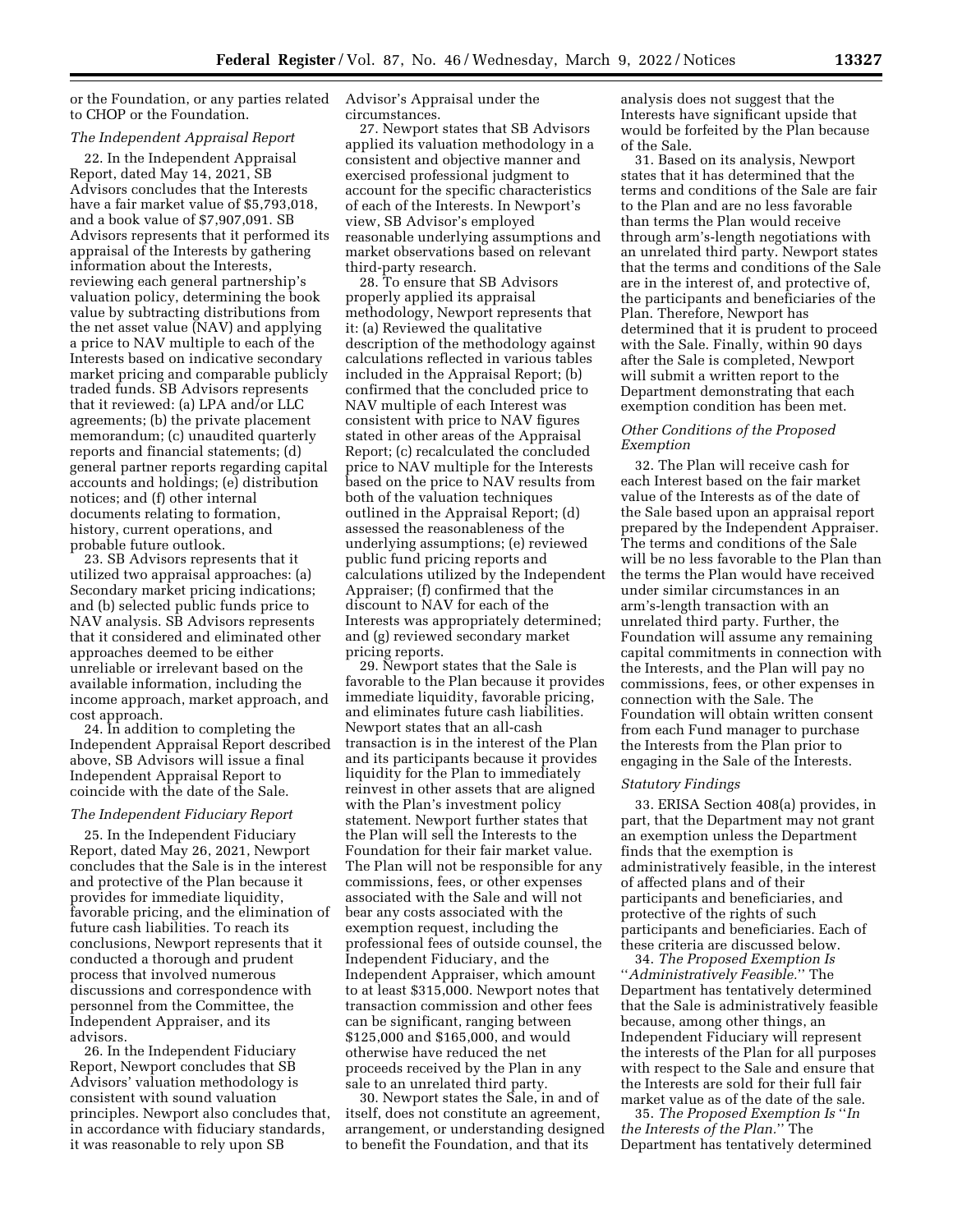or the Foundation, or any parties related to CHOP or the Foundation.

*The Independent Appraisal Report*

22. In the Independent Appraisal Report, dated May 14, 2021, SB Advisors concludes that the Interests have a fair market value of $5,793,018, and a book value of $7,907,091. SB Advisors represents that it performed its appraisal of the Interests by gathering information about the Interests, reviewing each general partnership's valuation policy, determining the book value by subtracting distributions from the net asset value (NAV) and applying a price to NAV multiple to each of the Interests based on indicative secondary market pricing and comparable publicly traded funds. SB Advisors represents that it reviewed: (a) LPA and/or LLC agreements; (b) the private placement memorandum; (c) unaudited quarterly reports and financial statements; (d) general partner reports regarding capital accounts and holdings; (e) distribution notices; and (f) other internal documents relating to formation, history, current operations, and probable future outlook.

23. SB Advisors represents that it utilized two appraisal approaches: (a) Secondary market pricing indications; and (b) selected public funds price to NAV analysis. SB Advisors represents that it considered and eliminated other approaches deemed to be either unreliable or irrelevant based on the available information, including the income approach, market approach, and cost approach.

24. In addition to completing the Independent Appraisal Report described above, SB Advisors will issue a final Independent Appraisal Report to coincide with the date of the Sale.

*The Independent Fiduciary Report*

25. In the Independent Fiduciary Report, dated May 26, 2021, Newport concludes that the Sale is in the interest and protective of the Plan because it provides for immediate liquidity, favorable pricing, and the elimination of future cash liabilities. To reach its conclusions, Newport represents that it conducted a thorough and prudent process that involved numerous discussions and correspondence with personnel from the Committee, the Independent Appraiser, and its advisors.

26. In the Independent Fiduciary Report, Newport concludes that SB Advisors' valuation methodology is consistent with sound valuation principles. Newport also concludes that, in accordance with fiduciary standards, it was reasonable to rely upon SB Advisor's Appraisal under the circumstances.

27. Newport states that SB Advisors applied its valuation methodology in a consistent and objective manner and exercised professional judgment to account for the specific characteristics of each of the Interests. In Newport's view, SB Advisor's employed reasonable underlying assumptions and market observations based on relevant third-party research.

28. To ensure that SB Advisors properly applied its appraisal methodology, Newport represents that it: (a) Reviewed the qualitative description of the methodology against calculations reflected in various tables included in the Appraisal Report; (b) confirmed that the concluded price to NAV multiple of each Interest was consistent with price to NAV figures stated in other areas of the Appraisal Report; (c) recalculated the concluded price to NAV multiple for the Interests based on the price to NAV results from both of the valuation techniques outlined in the Appraisal Report; (d) assessed the reasonableness of the underlying assumptions; (e) reviewed public fund pricing reports and calculations utilized by the Independent Appraiser; (f) confirmed that the discount to NAV for each of the Interests was appropriately determined; and (g) reviewed secondary market pricing reports.

29. Newport states that the Sale is favorable to the Plan because it provides immediate liquidity, favorable pricing, and eliminates future cash liabilities. Newport states that an all-cash transaction is in the interest of the Plan and its participants because it provides liquidity for the Plan to immediately reinvest in other assets that are aligned with the Plan's investment policy statement. Newport further states that the Plan will sell the Interests to the Foundation for their fair market value. The Plan will not be responsible for any commissions, fees, or other expenses associated with the Sale and will not bear any costs associated with the exemption request, including the professional fees of outside counsel, the Independent Fiduciary, and the Independent Appraiser, which amount to at least $315,000. Newport notes that transaction commission and other fees can be significant, ranging between $125,000 and $165,000, and would otherwise have reduced the net proceeds received by the Plan in any sale to an unrelated third party.

30. Newport states the Sale, in and of itself, does not constitute an agreement, arrangement, or understanding designed to benefit the Foundation, and that its analysis does not suggest that the Interests have significant upside that would be forfeited by the Plan because of the Sale.

31. Based on its analysis, Newport states that it has determined that the terms and conditions of the Sale are fair to the Plan and are no less favorable than terms the Plan would receive through arm's-length negotiations with an unrelated third party. Newport states that the terms and conditions of the Sale are in the interest of, and protective of, the participants and beneficiaries of the Plan. Therefore, Newport has determined that it is prudent to proceed with the Sale. Finally, within 90 days after the Sale is completed, Newport will submit a written report to the Department demonstrating that each exemption condition has been met.

*Other Conditions of the Proposed Exemption*

32. The Plan will receive cash for each Interest based on the fair market value of the Interests as of the date of the Sale based upon an appraisal report prepared by the Independent Appraiser. The terms and conditions of the Sale will be no less favorable to the Plan than the terms the Plan would have received under similar circumstances in an arm's-length transaction with an unrelated third party. Further, the Foundation will assume any remaining capital commitments in connection with the Interests, and the Plan will pay no commissions, fees, or other expenses in connection with the Sale. The Foundation will obtain written consent from each Fund manager to purchase the Interests from the Plan prior to engaging in the Sale of the Interests.

*Statutory Findings*

33. ERISA Section 408(a) provides, in part, that the Department may not grant an exemption unless the Department finds that the exemption is administratively feasible, in the interest of affected plans and of their participants and beneficiaries, and protective of the rights of such participants and beneficiaries. Each of these criteria are discussed below.

34. *The Proposed Exemption Is "Administratively Feasible."* The Department has tentatively determined that the Sale is administratively feasible because, among other things, an Independent Fiduciary will represent the interests of the Plan for all purposes with respect to the Sale and ensure that the Interests are sold for their full fair market value as of the date of the sale.

35. *The Proposed Exemption Is "In the Interests of the Plan."* The Department has tentatively determined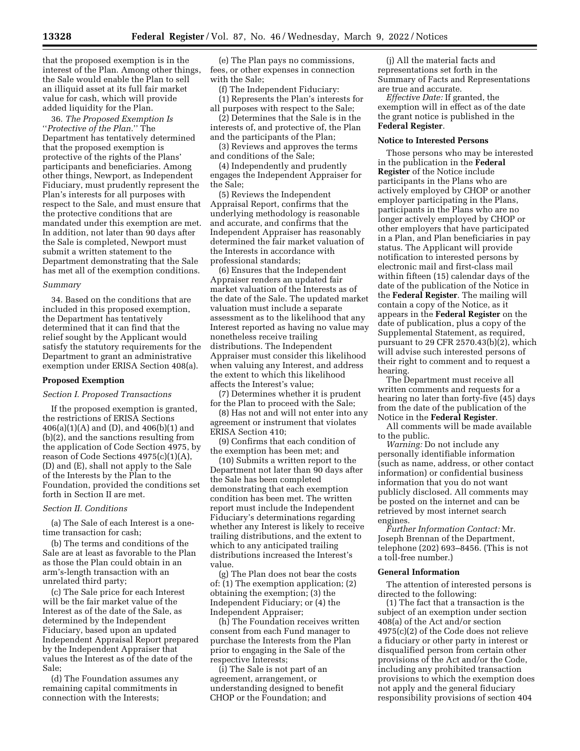that the proposed exemption is in the interest of the Plan. Among other things, the Sale would enable the Plan to sell an illiquid asset at its full fair market value for cash, which will provide added liquidity for the Plan.

36. *The Proposed Exemption Is "Protective of the Plan."* The Department has tentatively determined that the proposed exemption is protective of the rights of the Plans' participants and beneficiaries. Among other things, Newport, as Independent Fiduciary, must prudently represent the Plan's interests for all purposes with respect to the Sale, and must ensure that the protective conditions that are mandated under this exemption are met. In addition, not later than 90 days after the Sale is completed, Newport must submit a written statement to the Department demonstrating that the Sale has met all of the exemption conditions.

*Summary*

34. Based on the conditions that are included in this proposed exemption, the Department has tentatively determined that it can find that the relief sought by the Applicant would satisfy the statutory requirements for the Department to grant an administrative exemption under ERISA Section 408(a).

**Proposed Exemption**

*Section I. Proposed Transactions*

If the proposed exemption is granted, the restrictions of ERISA Sections 406(a)(1)(A) and (D), and 406(b)(1) and (b)(2), and the sanctions resulting from the application of Code Section 4975, by reason of Code Sections 4975(c)(1)(A), (D) and (E), shall not apply to the Sale of the Interests by the Plan to the Foundation, provided the conditions set forth in Section II are met.

*Section II. Conditions*

(a) The Sale of each Interest is a one-time transaction for cash;

(b) The terms and conditions of the Sale are at least as favorable to the Plan as those the Plan could obtain in an arm's-length transaction with an unrelated third party;

(c) The Sale price for each Interest will be the fair market value of the Interest as of the date of the Sale, as determined by the Independent Fiduciary, based upon an updated Independent Appraisal Report prepared by the Independent Appraiser that values the Interest as of the date of the Sale;

(d) The Foundation assumes any remaining capital commitments in connection with the Interests;

(e) The Plan pays no commissions, fees, or other expenses in connection with the Sale;

(f) The Independent Fiduciary:

(1) Represents the Plan's interests for all purposes with respect to the Sale;

(2) Determines that the Sale is in the interests of, and protective of, the Plan and the participants of the Plan;

(3) Reviews and approves the terms and conditions of the Sale;

(4) Independently and prudently engages the Independent Appraiser for the Sale;

(5) Reviews the Independent Appraisal Report, confirms that the underlying methodology is reasonable and accurate, and confirms that the Independent Appraiser has reasonably determined the fair market valuation of the Interests in accordance with professional standards;

(6) Ensures that the Independent Appraiser renders an updated fair market valuation of the Interests as of the date of the Sale. The updated market valuation must include a separate assessment as to the likelihood that any Interest reported as having no value may nonetheless receive trailing distributions. The Independent Appraiser must consider this likelihood when valuing any Interest, and address the extent to which this likelihood affects the Interest's value;

(7) Determines whether it is prudent for the Plan to proceed with the Sale;

(8) Has not and will not enter into any agreement or instrument that violates ERISA Section 410;

(9) Confirms that each condition of the exemption has been met; and

(10) Submits a written report to the Department not later than 90 days after the Sale has been completed demonstrating that each exemption condition has been met. The written report must include the Independent Fiduciary's determinations regarding whether any Interest is likely to receive trailing distributions, and the extent to which to any anticipated trailing distributions increased the Interest's value.

(g) The Plan does not bear the costs of: (1) The exemption application; (2) obtaining the exemption; (3) the Independent Fiduciary; or (4) the Independent Appraiser;

(h) The Foundation receives written consent from each Fund manager to purchase the Interests from the Plan prior to engaging in the Sale of the respective Interests;

(i) The Sale is not part of an agreement, arrangement, or understanding designed to benefit CHOP or the Foundation; and

(j) All the material facts and representations set forth in the Summary of Facts and Representations are true and accurate.

*Effective Date:* If granted, the exemption will in effect as of the date the grant notice is published in the **Federal Register**.

**Notice to Interested Persons**

Those persons who may be interested in the publication in the **Federal Register** of the Notice include participants in the Plans who are actively employed by CHOP or another employer participating in the Plans, participants in the Plans who are no longer actively employed by CHOP or other employers that have participated in a Plan, and Plan beneficiaries in pay status. The Applicant will provide notification to interested persons by electronic mail and first-class mail within fifteen (15) calendar days of the date of the publication of the Notice in the **Federal Register**. The mailing will contain a copy of the Notice, as it appears in the **Federal Register** on the date of publication, plus a copy of the Supplemental Statement, as required, pursuant to 29 CFR 2570.43(b)(2), which will advise such interested persons of their right to comment and to request a hearing.

The Department must receive all written comments and requests for a hearing no later than forty-five (45) days from the date of the publication of the Notice in the **Federal Register**.

All comments will be made available to the public.

*Warning:* Do not include any personally identifiable information (such as name, address, or other contact information) or confidential business information that you do not want publicly disclosed. All comments may be posted on the internet and can be retrieved by most internet search engines.

*Further Information Contact:* Mr. Joseph Brennan of the Department, telephone (202) 693–8456. (This is not a toll-free number.)

**General Information**

The attention of interested persons is directed to the following:

(1) The fact that a transaction is the subject of an exemption under section 408(a) of the Act and/or section 4975(c)(2) of the Code does not relieve a fiduciary or other party in interest or disqualified person from certain other provisions of the Act and/or the Code, including any prohibited transaction provisions to which the exemption does not apply and the general fiduciary responsibility provisions of section 404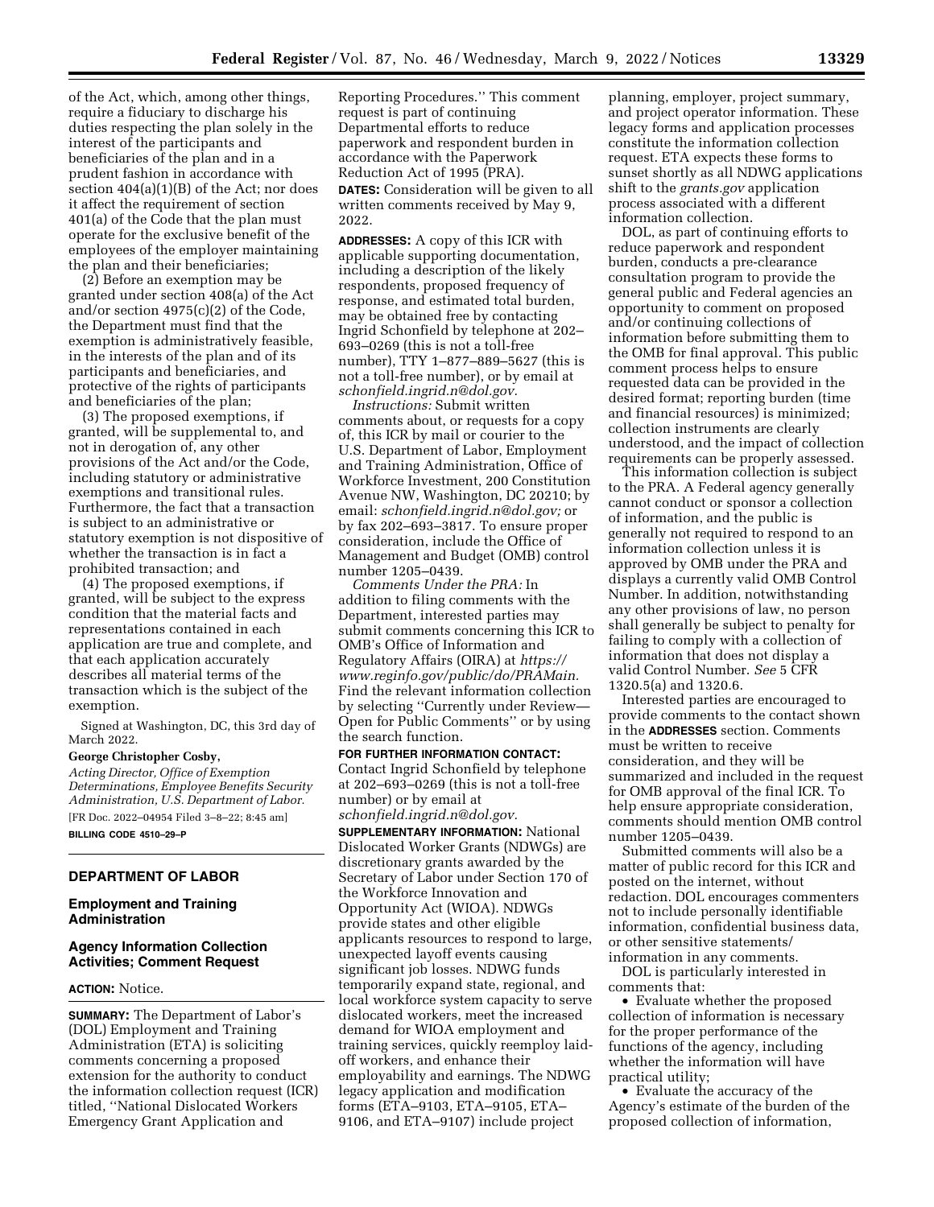of the Act, which, among other things, require a fiduciary to discharge his duties respecting the plan solely in the interest of the participants and beneficiaries of the plan and in a prudent fashion in accordance with section 404(a)(1)(B) of the Act; nor does it affect the requirement of section 401(a) of the Code that the plan must operate for the exclusive benefit of the employees of the employer maintaining the plan and their beneficiaries;

(2) Before an exemption may be granted under section 408(a) of the Act and/or section 4975(c)(2) of the Code, the Department must find that the exemption is administratively feasible, in the interests of the plan and of its participants and beneficiaries, and protective of the rights of participants and beneficiaries of the plan;

(3) The proposed exemptions, if granted, will be supplemental to, and not in derogation of, any other provisions of the Act and/or the Code, including statutory or administrative exemptions and transitional rules. Furthermore, the fact that a transaction is subject to an administrative or statutory exemption is not dispositive of whether the transaction is in fact a prohibited transaction; and

(4) The proposed exemptions, if granted, will be subject to the express condition that the material facts and representations contained in each application are true and complete, and that each application accurately describes all material terms of the transaction which is the subject of the exemption.

Signed at Washington, DC, this 3rd day of March 2022.

**George Christopher Cosby,**

*Acting Director, Office of Exemption Determinations, Employee Benefits Security Administration, U.S. Department of Labor.*

[FR Doc. 2022–04954 Filed 3–8–22; 8:45 am]

**BILLING CODE 4510–29–P**

## DEPARTMENT OF LABOR

### Employment and Training Administration

### Agency Information Collection Activities; Comment Request

**ACTION:** Notice.

**SUMMARY:** The Department of Labor's (DOL) Employment and Training Administration (ETA) is soliciting comments concerning a proposed extension for the authority to conduct the information collection request (ICR) titled, ''National Dislocated Workers Emergency Grant Application and Reporting Procedures.'' This comment request is part of continuing Departmental efforts to reduce paperwork and respondent burden in accordance with the Paperwork Reduction Act of 1995 (PRA).

**DATES:** Consideration will be given to all written comments received by May 9, 2022.

**ADDRESSES:** A copy of this ICR with applicable supporting documentation, including a description of the likely respondents, proposed frequency of response, and estimated total burden, may be obtained free by contacting Ingrid Schonfield by telephone at 202–693–0269 (this is not a toll-free number), TTY 1–877–889–5627 (this is not a toll-free number), or by email at *schonfield.ingrid.n@dol.gov.*

*Instructions:* Submit written comments about, or requests for a copy of, this ICR by mail or courier to the U.S. Department of Labor, Employment and Training Administration, Office of Workforce Investment, 200 Constitution Avenue NW, Washington, DC 20210; by email: *schonfield.ingrid.n@dol.gov;* or by fax 202–693–3817. To ensure proper consideration, include the Office of Management and Budget (OMB) control number 1205–0439.

*Comments Under the PRA:* In addition to filing comments with the Department, interested parties may submit comments concerning this ICR to OMB's Office of Information and Regulatory Affairs (OIRA) at *https://www.reginfo.gov/public/do/PRAMain.* Find the relevant information collection by selecting ''Currently under Review—Open for Public Comments'' or by using the search function.

**FOR FURTHER INFORMATION CONTACT:** Contact Ingrid Schonfield by telephone at 202–693–0269 (this is not a toll-free number) or by email at *schonfield.ingrid.n@dol.gov.*

**SUPPLEMENTARY INFORMATION:** National Dislocated Worker Grants (NDWGs) are discretionary grants awarded by the Secretary of Labor under Section 170 of the Workforce Innovation and Opportunity Act (WIOA). NDWGs provide states and other eligible applicants resources to respond to large, unexpected layoff events causing significant job losses. NDWG funds temporarily expand state, regional, and local workforce system capacity to serve dislocated workers, meet the increased demand for WIOA employment and training services, quickly reemploy laid-off workers, and enhance their employability and earnings. The NDWG legacy application and modification forms (ETA–9103, ETA–9105, ETA–9106, and ETA–9107) include project planning, employer, project summary, and project operator information. These legacy forms and application processes constitute the information collection request. ETA expects these forms to sunset shortly as all NDWG applications shift to the *grants.gov* application process associated with a different information collection.

DOL, as part of continuing efforts to reduce paperwork and respondent burden, conducts a pre-clearance consultation program to provide the general public and Federal agencies an opportunity to comment on proposed and/or continuing collections of information before submitting them to the OMB for final approval. This public comment process helps to ensure requested data can be provided in the desired format; reporting burden (time and financial resources) is minimized; collection instruments are clearly understood, and the impact of collection requirements can be properly assessed.

This information collection is subject to the PRA. A Federal agency generally cannot conduct or sponsor a collection of information, and the public is generally not required to respond to an information collection unless it is approved by OMB under the PRA and displays a currently valid OMB Control Number. In addition, notwithstanding any other provisions of law, no person shall generally be subject to penalty for failing to comply with a collection of information that does not display a valid Control Number. *See* 5 CFR 1320.5(a) and 1320.6.

Interested parties are encouraged to provide comments to the contact shown in the **ADDRESSES** section. Comments must be written to receive consideration, and they will be summarized and included in the request for OMB approval of the final ICR. To help ensure appropriate consideration, comments should mention OMB control number 1205–0439.

Submitted comments will also be a matter of public record for this ICR and posted on the internet, without redaction. DOL encourages commenters not to include personally identifiable information, confidential business data, or other sensitive statements/information in any comments.

DOL is particularly interested in comments that:

- Evaluate whether the proposed collection of information is necessary for the proper performance of the functions of the agency, including whether the information will have practical utility;
- Evaluate the accuracy of the Agency's estimate of the burden of the proposed collection of information,